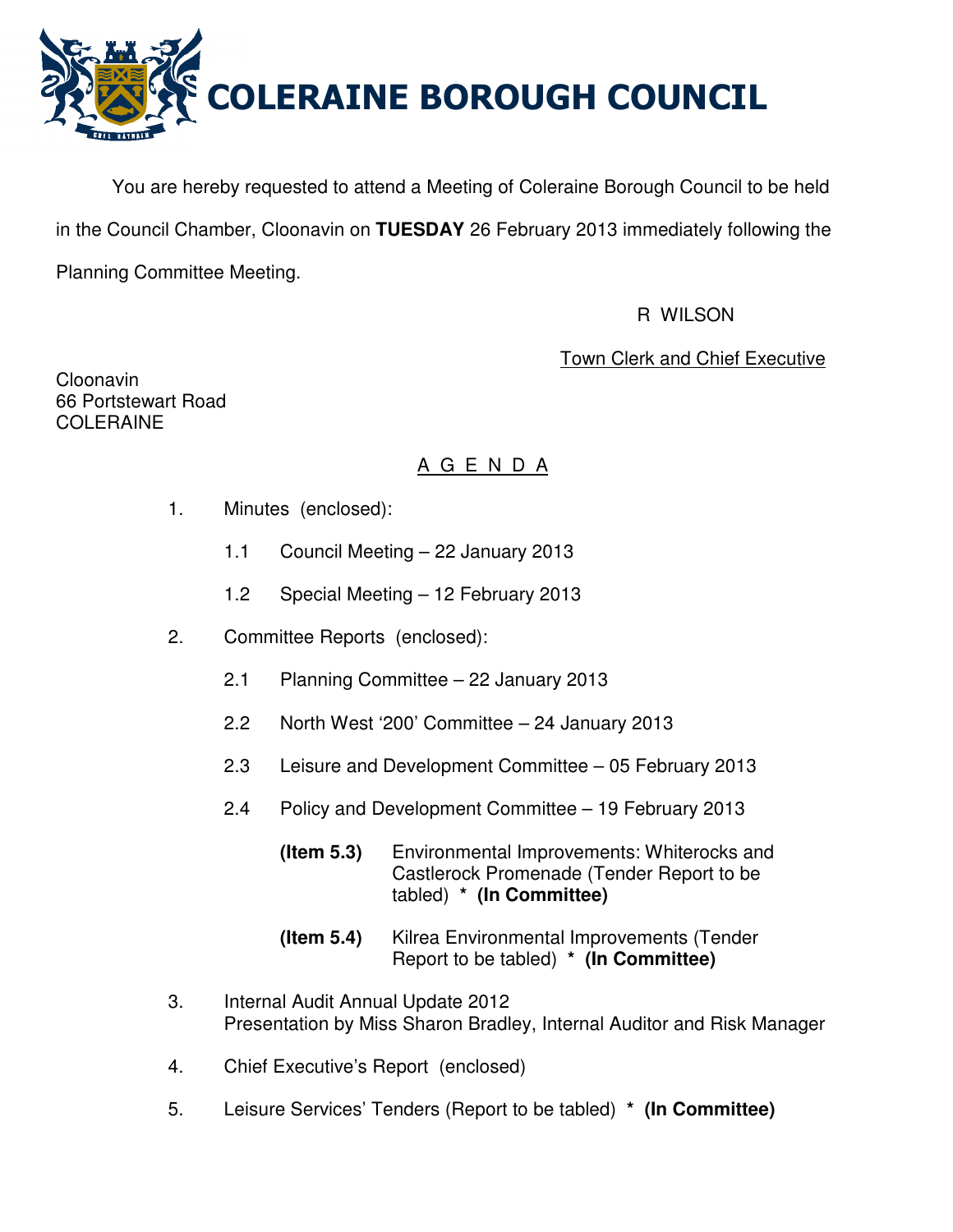# COLERAINE BOROUGH COUNCIL

You are hereby requested to attend a Meeting of Coleraine Borough Council to be held in the Council Chamber, Cloonavin on **TUESDAY** 26 February 2013 immediately following the Planning Committee Meeting.

R WILSON

Town Clerk and Chief Executive

Cloonavin
66 Portstewart Road
COLERAINE

## A G E N D A

1. Minutes (enclosed):

   1.1 Council Meeting – 22 January 2013

   1.2 Special Meeting – 12 February 2013

2. Committee Reports (enclosed):

   2.1 Planning Committee – 22 January 2013

   2.2 North West '200' Committee – 24 January 2013

   2.3 Leisure and Development Committee – 05 February 2013

   2.4 Policy and Development Committee – 19 February 2013

   **(Item 5.3)** Environmental Improvements: Whiterocks and Castlerock Promenade (Tender Report to be tabled) * **(In Committee)**

   **(Item 5.4)** Kilrea Environmental Improvements (Tender Report to be tabled) * **(In Committee)**

3. Internal Audit Annual Update 2012
   Presentation by Miss Sharon Bradley, Internal Auditor and Risk Manager

4. Chief Executive's Report (enclosed)

5. Leisure Services' Tenders (Report to be tabled) * **(In Committee)**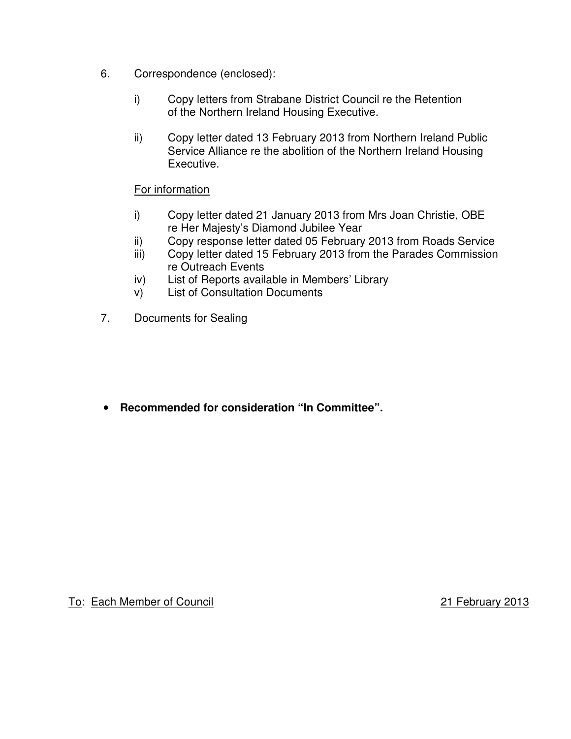6. Correspondence (enclosed):

   i) Copy letters from Strabane District Council re the Retention of the Northern Ireland Housing Executive.

   ii) Copy letter dated 13 February 2013 from Northern Ireland Public Service Alliance re the abolition of the Northern Ireland Housing Executive.

   For information

   i) Copy letter dated 21 January 2013 from Mrs Joan Christie, OBE re Her Majesty's Diamond Jubilee Year
   ii) Copy response letter dated 05 February 2013 from Roads Service
   iii) Copy letter dated 15 February 2013 from the Parades Commission re Outreach Events
   iv) List of Reports available in Members' Library
   v) List of Consultation Documents

7. Documents for Sealing

- **Recommended for consideration "In Committee".**

To: Each Member of Council

21 February 2013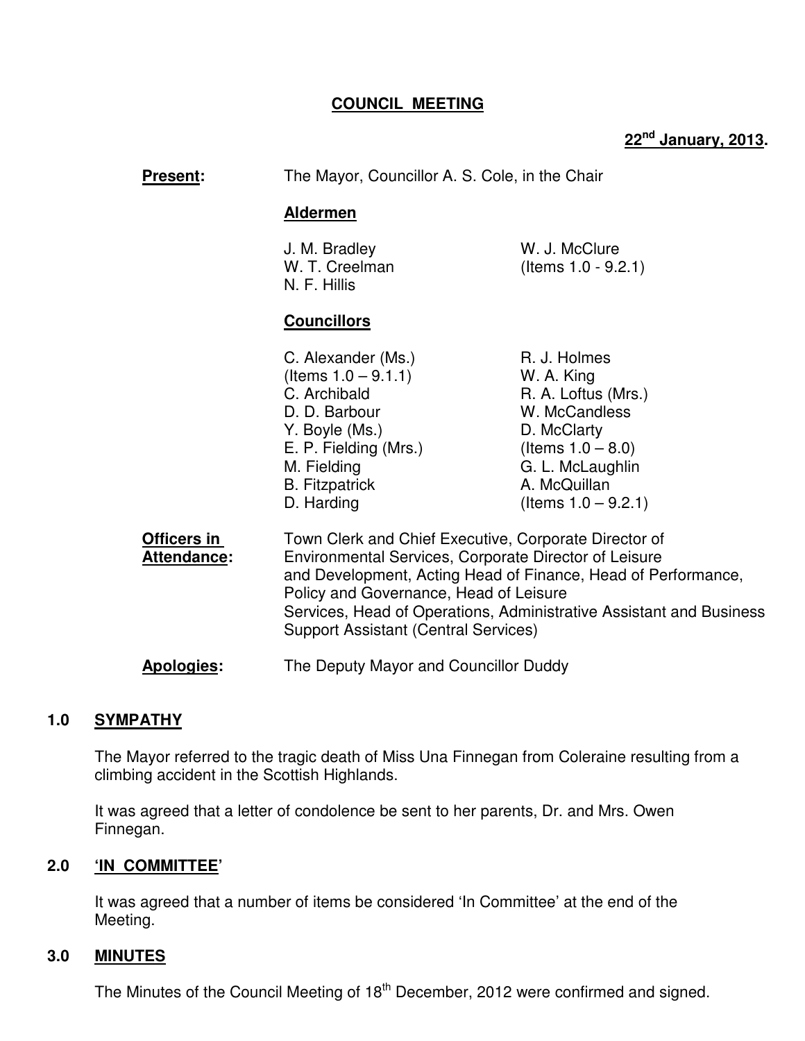**COUNCIL MEETING**

**22nd January, 2013.**

**Present:** The Mayor, Councillor A. S. Cole, in the Chair

**Aldermen**

J. M. Bradley
W. T. Creelman
N. F. Hillis
W. J. McClure (Items 1.0 - 9.2.1)

**Councillors**

C. Alexander (Ms.) (Items 1.0 – 9.1.1)
C. Archibald
D. D. Barbour
Y. Boyle (Ms.)
E. P. Fielding (Mrs.)
M. Fielding
B. Fitzpatrick
D. Harding
R. J. Holmes
W. A. King
R. A. Loftus (Mrs.)
W. McCandless
D. McClarty (Items 1.0 – 8.0)
G. L. McLaughlin
A. McQuillan (Items 1.0 – 9.2.1)

**Officers in Attendance:** Town Clerk and Chief Executive, Corporate Director of Environmental Services, Corporate Director of Leisure and Development, Acting Head of Finance, Head of Performance, Policy and Governance, Head of Leisure Services, Head of Operations, Administrative Assistant and Business Support Assistant (Central Services)

**Apologies:** The Deputy Mayor and Councillor Duddy

## 1.0 SYMPATHY

The Mayor referred to the tragic death of Miss Una Finnegan from Coleraine resulting from a climbing accident in the Scottish Highlands.

It was agreed that a letter of condolence be sent to her parents, Dr. and Mrs. Owen Finnegan.

## 2.0 'IN COMMITTEE'

It was agreed that a number of items be considered 'In Committee' at the end of the Meeting.

## 3.0 MINUTES

The Minutes of the Council Meeting of 18th December, 2012 were confirmed and signed.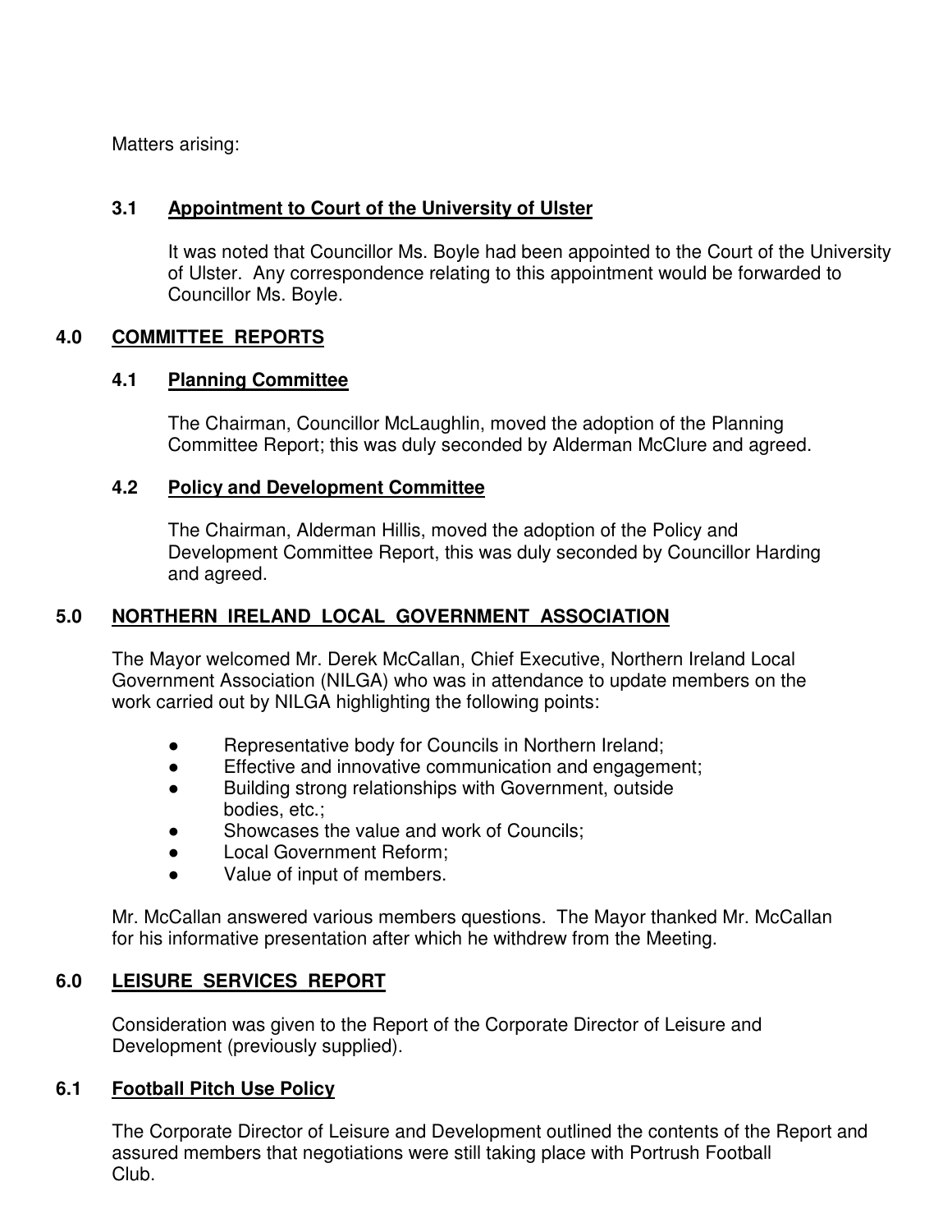Matters arising:

### 3.1 Appointment to Court of the University of Ulster

It was noted that Councillor Ms. Boyle had been appointed to the Court of the University of Ulster. Any correspondence relating to this appointment would be forwarded to Councillor Ms. Boyle.

## 4.0 COMMITTEE REPORTS

### 4.1 Planning Committee

The Chairman, Councillor McLaughlin, moved the adoption of the Planning Committee Report; this was duly seconded by Alderman McClure and agreed.

### 4.2 Policy and Development Committee

The Chairman, Alderman Hillis, moved the adoption of the Policy and Development Committee Report, this was duly seconded by Councillor Harding and agreed.

## 5.0 NORTHERN IRELAND LOCAL GOVERNMENT ASSOCIATION

The Mayor welcomed Mr. Derek McCallan, Chief Executive, Northern Ireland Local Government Association (NILGA) who was in attendance to update members on the work carried out by NILGA highlighting the following points:

- Representative body for Councils in Northern Ireland;
- Effective and innovative communication and engagement;
- Building strong relationships with Government, outside bodies, etc.;
- Showcases the value and work of Councils;
- Local Government Reform;
- Value of input of members.

Mr. McCallan answered various members questions. The Mayor thanked Mr. McCallan for his informative presentation after which he withdrew from the Meeting.

## 6.0 LEISURE SERVICES REPORT

Consideration was given to the Report of the Corporate Director of Leisure and Development (previously supplied).

### 6.1 Football Pitch Use Policy

The Corporate Director of Leisure and Development outlined the contents of the Report and assured members that negotiations were still taking place with Portrush Football Club.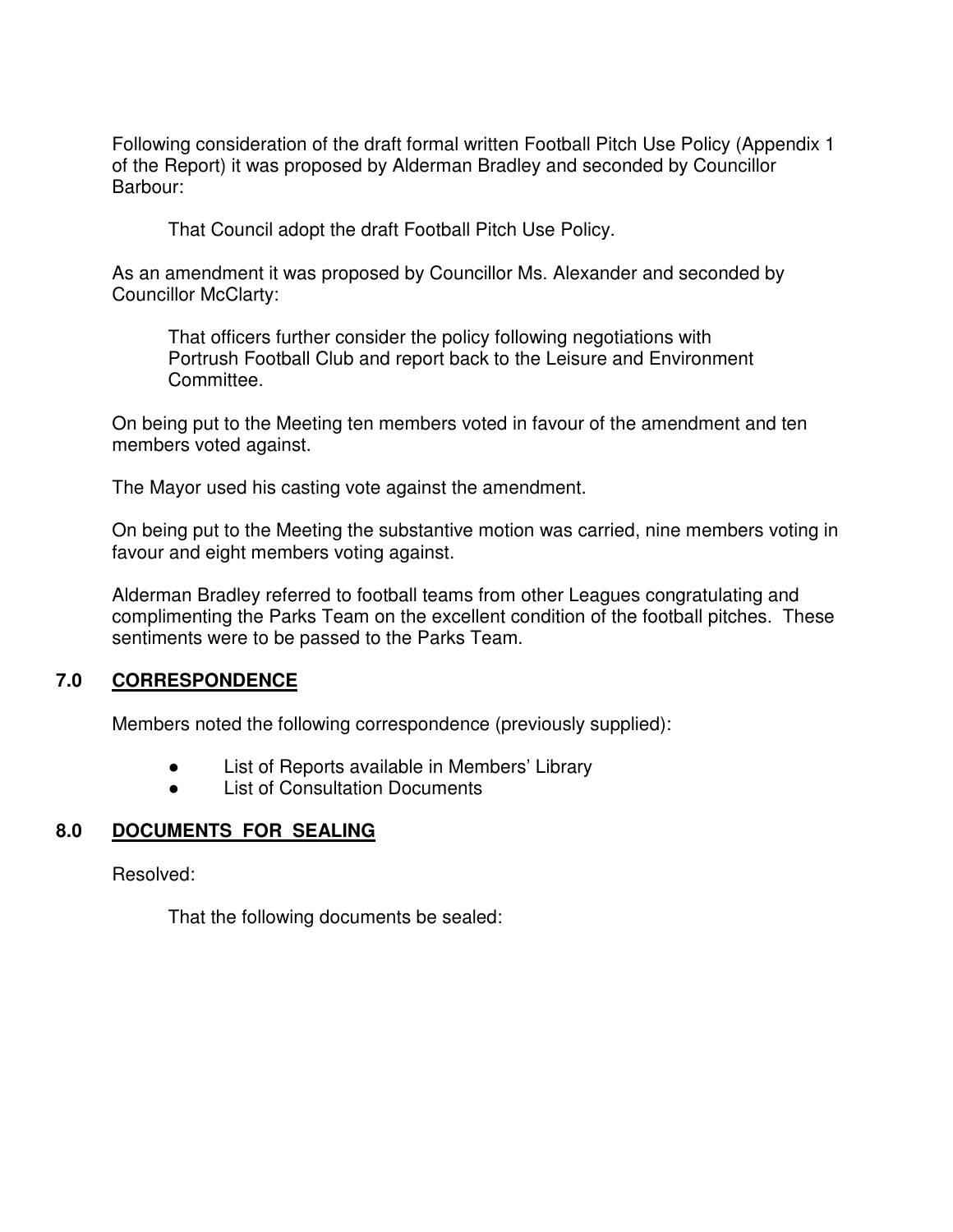Following consideration of the draft formal written Football Pitch Use Policy (Appendix 1 of the Report) it was proposed by Alderman Bradley and seconded by Councillor Barbour:

> That Council adopt the draft Football Pitch Use Policy.

As an amendment it was proposed by Councillor Ms. Alexander and seconded by Councillor McClarty:

> That officers further consider the policy following negotiations with Portrush Football Club and report back to the Leisure and Environment Committee.

On being put to the Meeting ten members voted in favour of the amendment and ten members voted against.

The Mayor used his casting vote against the amendment.

On being put to the Meeting the substantive motion was carried, nine members voting in favour and eight members voting against.

Alderman Bradley referred to football teams from other Leagues congratulating and complimenting the Parks Team on the excellent condition of the football pitches. These sentiments were to be passed to the Parks Team.

## 7.0 CORRESPONDENCE

Members noted the following correspondence (previously supplied):

- List of Reports available in Members' Library
- List of Consultation Documents

## 8.0 DOCUMENTS FOR SEALING

Resolved:

> That the following documents be sealed: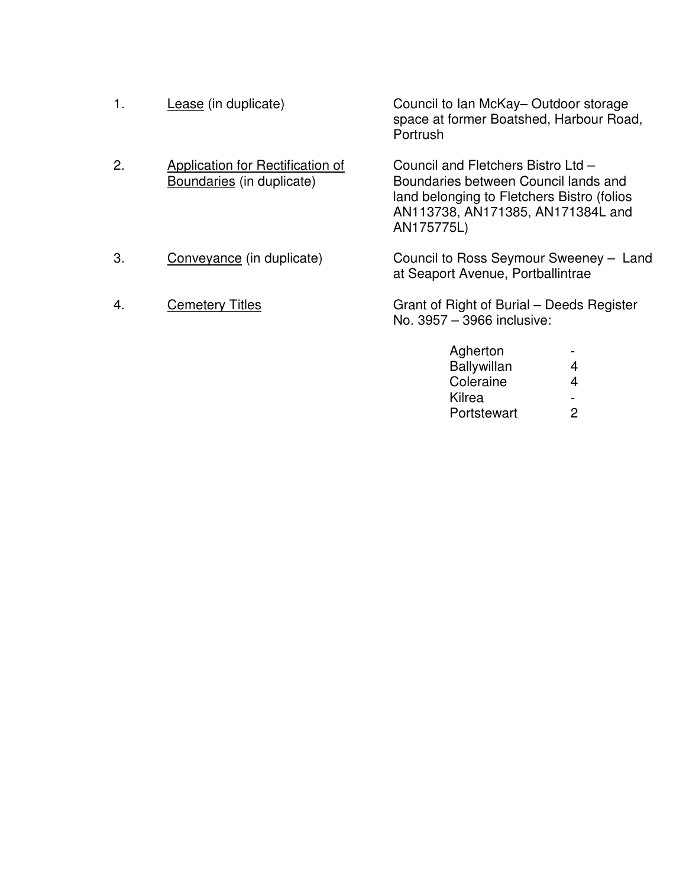1. <u>Lease</u> (in duplicate) — Council to Ian McKay– Outdoor storage space at former Boatshed, Harbour Road, Portrush

2. <u>Application for Rectification of Boundaries</u> (in duplicate) — Council and Fletchers Bistro Ltd – Boundaries between Council lands and land belonging to Fletchers Bistro (folios AN113738, AN171385, AN171384L and AN175775L)

3. <u>Conveyance</u> (in duplicate) — Council to Ross Seymour Sweeney – Land at Seaport Avenue, Portballintrae

4. <u>Cemetery Titles</u> — Grant of Right of Burial – Deeds Register No. 3957 – 3966 inclusive:

| | |
|---|---|
| Agherton | - |
| Ballywillan | 4 |
| Coleraine | 4 |
| Kilrea | - |
| Portstewart | 2 |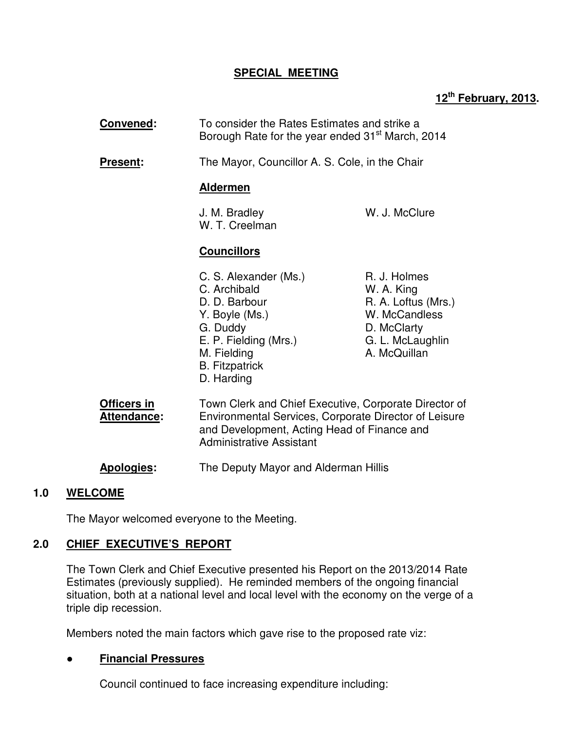**SPECIAL MEETING**

**12th February, 2013.**

**Convened:** To consider the Rates Estimates and strike a Borough Rate for the year ended 31st March, 2014

**Present:** The Mayor, Councillor A. S. Cole, in the Chair

**Aldermen**

J. M. Bradley
W. T. Creelman
W. J. McClure

**Councillors**

C. S. Alexander (Ms.)
C. Archibald
D. D. Barbour
Y. Boyle (Ms.)
G. Duddy
E. P. Fielding (Mrs.)
M. Fielding
B. Fitzpatrick
D. Harding
R. J. Holmes
W. A. King
R. A. Loftus (Mrs.)
W. McCandless
D. McClarty
G. L. McLaughlin
A. McQuillan

**Officers in Attendance:** Town Clerk and Chief Executive, Corporate Director of Environmental Services, Corporate Director of Leisure and Development, Acting Head of Finance and Administrative Assistant

**Apologies:** The Deputy Mayor and Alderman Hillis

## 1.0 WELCOME

The Mayor welcomed everyone to the Meeting.

## 2.0 CHIEF EXECUTIVE'S REPORT

The Town Clerk and Chief Executive presented his Report on the 2013/2014 Rate Estimates (previously supplied). He reminded members of the ongoing financial situation, both at a national level and local level with the economy on the verge of a triple dip recession.

Members noted the main factors which gave rise to the proposed rate viz:

- **Financial Pressures**

  Council continued to face increasing expenditure including: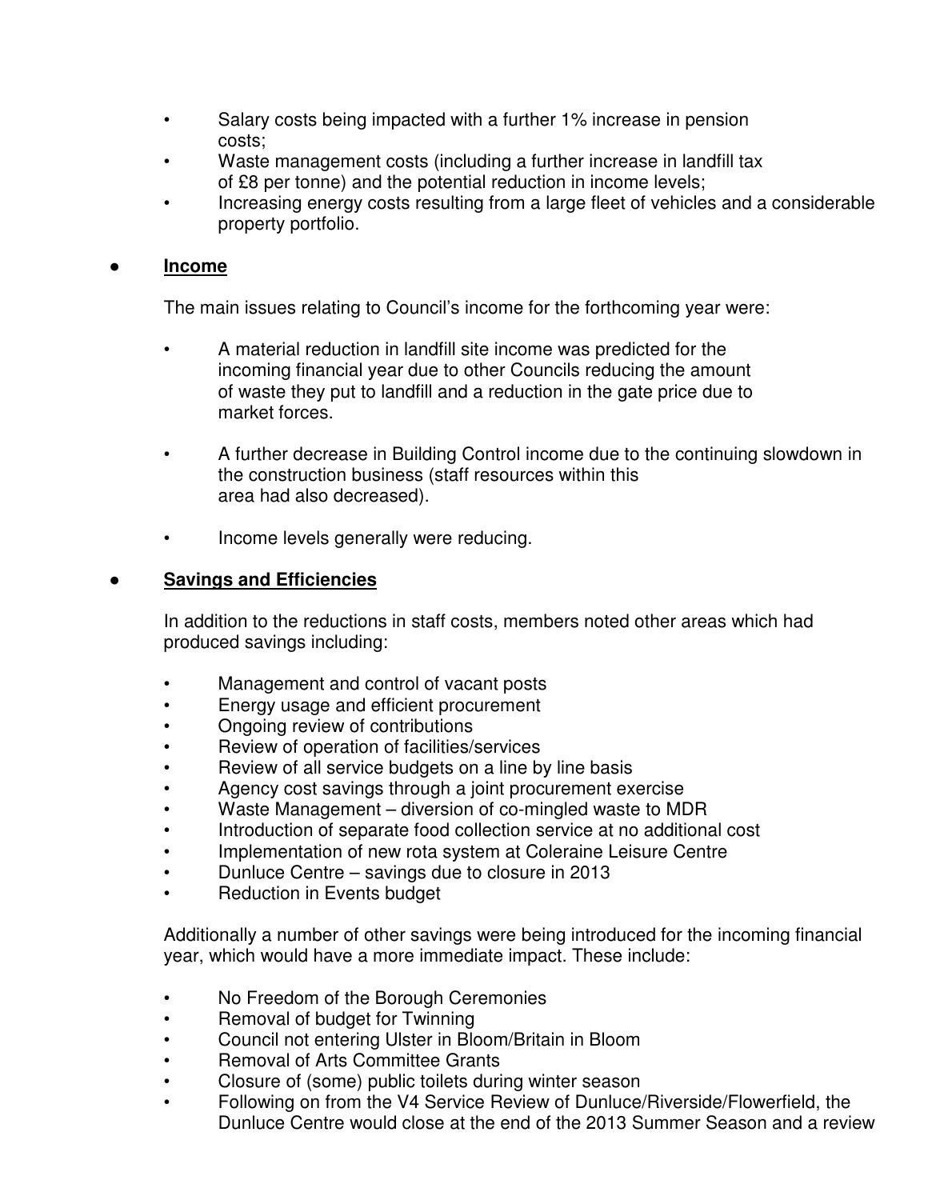- Salary costs being impacted with a further 1% increase in pension costs;
- Waste management costs (including a further increase in landfill tax of £8 per tonne) and the potential reduction in income levels;
- Increasing energy costs resulting from a large fleet of vehicles and a considerable property portfolio.

● **<u>Income</u>**

The main issues relating to Council's income for the forthcoming year were:

- A material reduction in landfill site income was predicted for the incoming financial year due to other Councils reducing the amount of waste they put to landfill and a reduction in the gate price due to market forces.

- A further decrease in Building Control income due to the continuing slowdown in the construction business (staff resources within this area had also decreased).

- Income levels generally were reducing.

● **<u>Savings and Efficiencies</u>**

In addition to the reductions in staff costs, members noted other areas which had produced savings including:

- Management and control of vacant posts
- Energy usage and efficient procurement
- Ongoing review of contributions
- Review of operation of facilities/services
- Review of all service budgets on a line by line basis
- Agency cost savings through a joint procurement exercise
- Waste Management – diversion of co-mingled waste to MDR
- Introduction of separate food collection service at no additional cost
- Implementation of new rota system at Coleraine Leisure Centre
- Dunluce Centre – savings due to closure in 2013
- Reduction in Events budget

Additionally a number of other savings were being introduced for the incoming financial year, which would have a more immediate impact. These include:

- No Freedom of the Borough Ceremonies
- Removal of budget for Twinning
- Council not entering Ulster in Bloom/Britain in Bloom
- Removal of Arts Committee Grants
- Closure of (some) public toilets during winter season
- Following on from the V4 Service Review of Dunluce/Riverside/Flowerfield, the Dunluce Centre would close at the end of the 2013 Summer Season and a review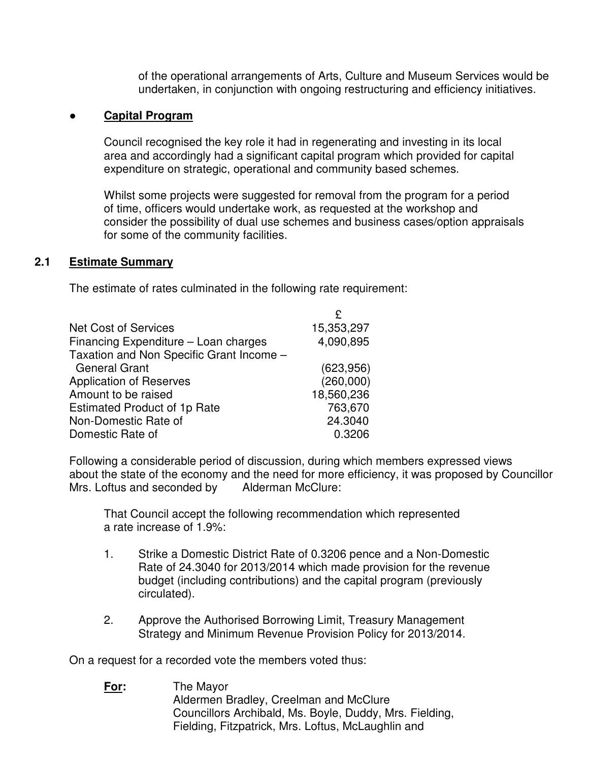of the operational arrangements of Arts, Culture and Museum Services would be undertaken, in conjunction with ongoing restructuring and efficiency initiatives.

- **Capital Program**

  Council recognised the key role it had in regenerating and investing in its local area and accordingly had a significant capital program which provided for capital expenditure on strategic, operational and community based schemes.

  Whilst some projects were suggested for removal from the program for a period of time, officers would undertake work, as requested at the workshop and consider the possibility of dual use schemes and business cases/option appraisals for some of the community facilities.

## 2.1 Estimate Summary

The estimate of rates culminated in the following rate requirement:

| | £ |
|---|---|
| Net Cost of Services | 15,353,297 |
| Financing Expenditure – Loan charges | 4,090,895 |
| Taxation and Non Specific Grant Income – General Grant | (623,956) |
| Application of Reserves | (260,000) |
| Amount to be raised | 18,560,236 |
| Estimated Product of 1p Rate | 763,670 |
| Non-Domestic Rate of | 24.3040 |
| Domestic Rate of | 0.3206 |

Following a considerable period of discussion, during which members expressed views about the state of the economy and the need for more efficiency, it was proposed by Councillor Mrs. Loftus and seconded by Alderman McClure:

> That Council accept the following recommendation which represented a rate increase of 1.9%:
>
> 1. Strike a Domestic District Rate of 0.3206 pence and a Non-Domestic Rate of 24.3040 for 2013/2014 which made provision for the revenue budget (including contributions) and the capital program (previously circulated).
>
> 2. Approve the Authorised Borrowing Limit, Treasury Management Strategy and Minimum Revenue Provision Policy for 2013/2014.

On a request for a recorded vote the members voted thus:

**For:** The Mayor
Aldermen Bradley, Creelman and McClure
Councillors Archibald, Ms. Boyle, Duddy, Mrs. Fielding, Fielding, Fitzpatrick, Mrs. Loftus, McLaughlin and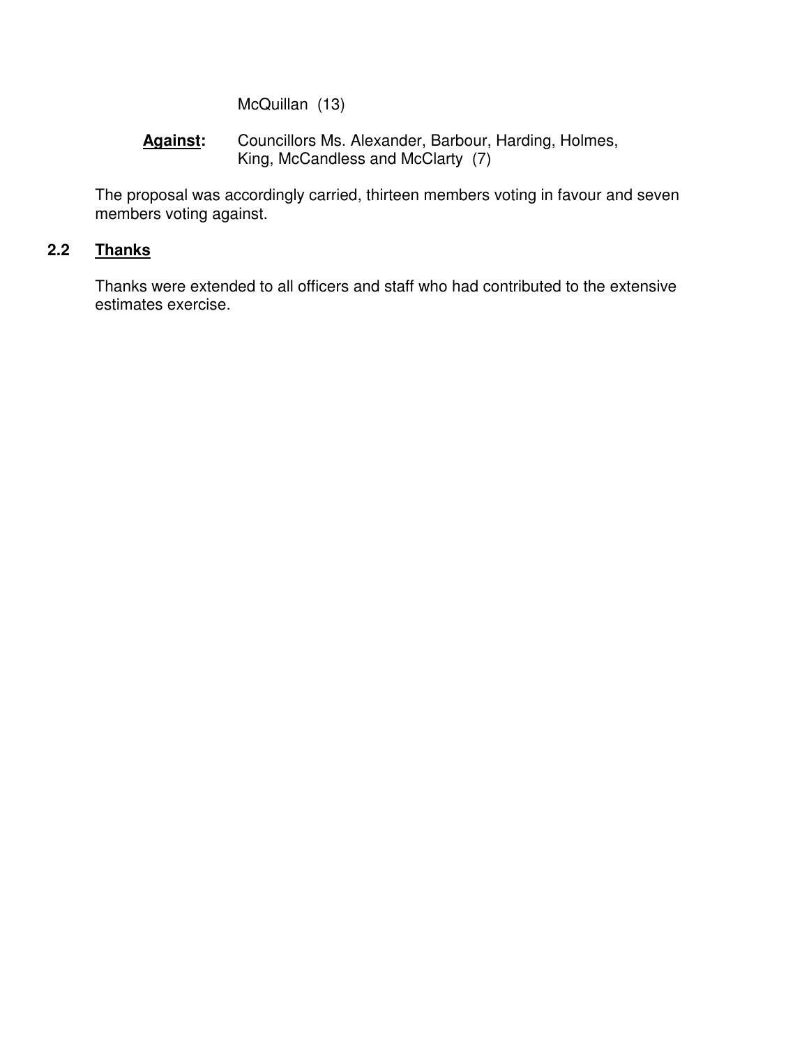McQuillan (13)

**Against:** Councillors Ms. Alexander, Barbour, Harding, Holmes, King, McCandless and McClarty (7)

The proposal was accordingly carried, thirteen members voting in favour and seven members voting against.

### 2.2 Thanks

Thanks were extended to all officers and staff who had contributed to the extensive estimates exercise.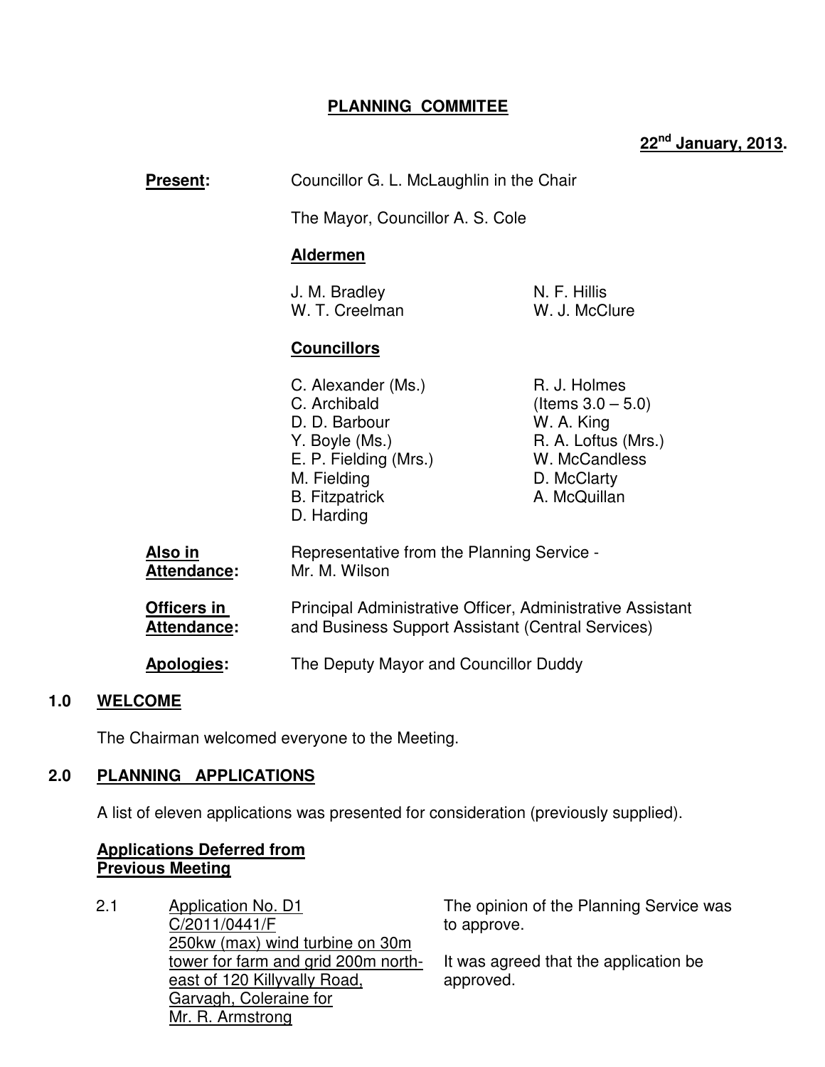# PLANNING COMMITEE

**22nd January, 2013.**

**Present:** Councillor G. L. McLaughlin in the Chair

The Mayor, Councillor A. S. Cole

**Aldermen**

J. M. Bradley
W. T. Creelman
N. F. Hillis
W. J. McClure

**Councillors**

C. Alexander (Ms.)
C. Archibald
D. D. Barbour
Y. Boyle (Ms.)
E. P. Fielding (Mrs.)
M. Fielding
B. Fitzpatrick
D. Harding
R. J. Holmes (Items 3.0 – 5.0)
W. A. King
R. A. Loftus (Mrs.)
W. McCandless
D. McClarty
A. McQuillan

**Also in Attendance:** Representative from the Planning Service - Mr. M. Wilson

**Officers in Attendance:** Principal Administrative Officer, Administrative Assistant and Business Support Assistant (Central Services)

**Apologies:** The Deputy Mayor and Councillor Duddy

## 1.0 WELCOME

The Chairman welcomed everyone to the Meeting.

## 2.0 PLANNING APPLICATIONS

A list of eleven applications was presented for consideration (previously supplied).

**Applications Deferred from Previous Meeting**

2.1 Application No. D1 C/2011/0441/F 250kw (max) wind turbine on 30m tower for farm and grid 200m north-east of 120 Killyvally Road, Garvagh, Coleraine for Mr. R. Armstrong

The opinion of the Planning Service was to approve.

It was agreed that the application be approved.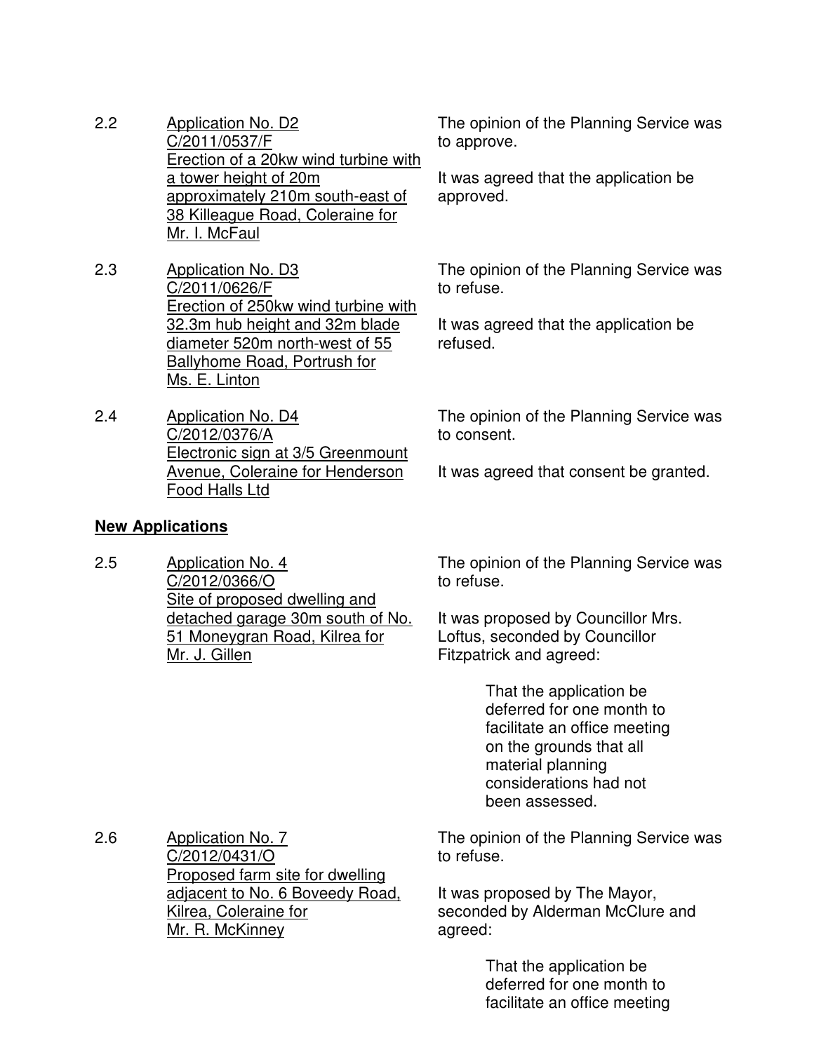2.2 Application No. D2
C/2011/0537/F
Erection of a 20kw wind turbine with a tower height of 20m approximately 210m south-east of 38 Killeague Road, Coleraine for Mr. I. McFaul

The opinion of the Planning Service was to approve.

It was agreed that the application be approved.

2.3 Application No. D3
C/2011/0626/F
Erection of 250kw wind turbine with 32.3m hub height and 32m blade diameter 520m north-west of 55 Ballyhome Road, Portrush for Ms. E. Linton

The opinion of the Planning Service was to refuse.

It was agreed that the application be refused.

2.4 Application No. D4
C/2012/0376/A
Electronic sign at 3/5 Greenmount Avenue, Coleraine for Henderson Food Halls Ltd

The opinion of the Planning Service was to consent.

It was agreed that consent be granted.

**New Applications**

2.5 Application No. 4
C/2012/0366/O
Site of proposed dwelling and detached garage 30m south of No. 51 Moneygran Road, Kilrea for Mr. J. Gillen

The opinion of the Planning Service was to refuse.

It was proposed by Councillor Mrs. Loftus, seconded by Councillor Fitzpatrick and agreed:

> That the application be deferred for one month to facilitate an office meeting on the grounds that all material planning considerations had not been assessed.

2.6 Application No. 7
C/2012/0431/O
Proposed farm site for dwelling adjacent to No. 6 Boveedy Road, Kilrea, Coleraine for Mr. R. McKinney

The opinion of the Planning Service was to refuse.

It was proposed by The Mayor, seconded by Alderman McClure and agreed:

> That the application be deferred for one month to facilitate an office meeting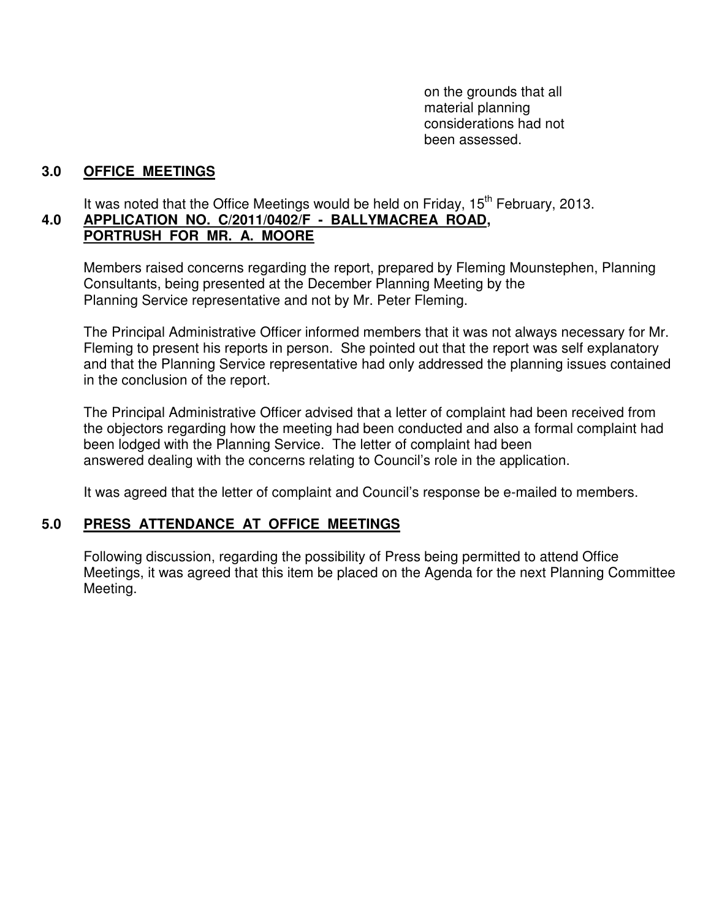on the grounds that all material planning considerations had not been assessed.

## 3.0 OFFICE MEETINGS

It was noted that the Office Meetings would be held on Friday, 15th February, 2013.

## 4.0 APPLICATION NO. C/2011/0402/F - BALLYMACREA ROAD, PORTRUSH FOR MR. A. MOORE

Members raised concerns regarding the report, prepared by Fleming Mounstephen, Planning Consultants, being presented at the December Planning Meeting by the Planning Service representative and not by Mr. Peter Fleming.

The Principal Administrative Officer informed members that it was not always necessary for Mr. Fleming to present his reports in person. She pointed out that the report was self explanatory and that the Planning Service representative had only addressed the planning issues contained in the conclusion of the report.

The Principal Administrative Officer advised that a letter of complaint had been received from the objectors regarding how the meeting had been conducted and also a formal complaint had been lodged with the Planning Service. The letter of complaint had been answered dealing with the concerns relating to Council's role in the application.

It was agreed that the letter of complaint and Council's response be e-mailed to members.

## 5.0 PRESS ATTENDANCE AT OFFICE MEETINGS

Following discussion, regarding the possibility of Press being permitted to attend Office Meetings, it was agreed that this item be placed on the Agenda for the next Planning Committee Meeting.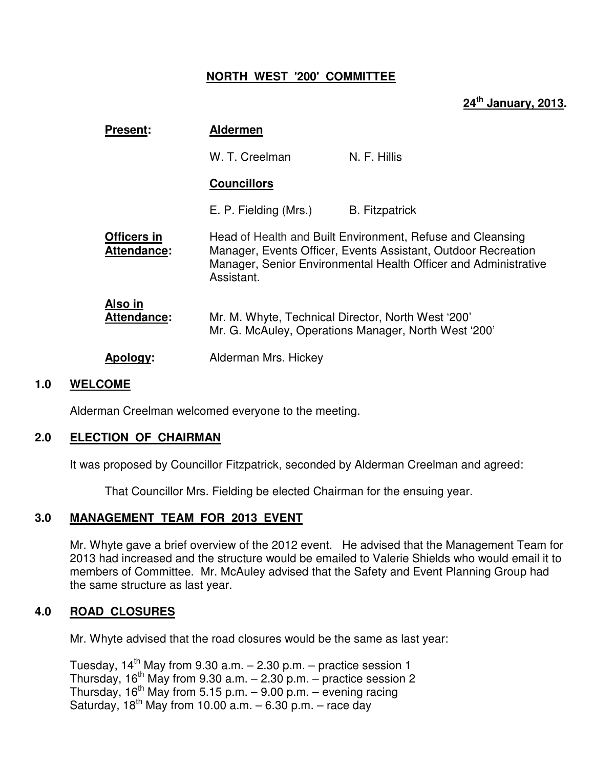# NORTH WEST '200' COMMITTEE

**24th January, 2013.**

| | |
|---|---|
| **Present:** | **Aldermen** |
| | W. T. Creelman &nbsp;&nbsp;&nbsp;&nbsp; N. F. Hillis |
| | **Councillors** |
| | E. P. Fielding (Mrs.) &nbsp;&nbsp;&nbsp;&nbsp; B. Fitzpatrick |
| **Officers in Attendance:** | Head of Health and Built Environment, Refuse and Cleansing Manager, Events Officer, Events Assistant, Outdoor Recreation Manager, Senior Environmental Health Officer and Administrative Assistant. |
| **Also in Attendance:** | Mr. M. Whyte, Technical Director, North West '200'<br>Mr. G. McAuley, Operations Manager, North West '200' |
| **Apology:** | Alderman Mrs. Hickey |

## 1.0 WELCOME

Alderman Creelman welcomed everyone to the meeting.

## 2.0 ELECTION OF CHAIRMAN

It was proposed by Councillor Fitzpatrick, seconded by Alderman Creelman and agreed:

That Councillor Mrs. Fielding be elected Chairman for the ensuing year.

## 3.0 MANAGEMENT TEAM FOR 2013 EVENT

Mr. Whyte gave a brief overview of the 2012 event. He advised that the Management Team for 2013 had increased and the structure would be emailed to Valerie Shields who would email it to members of Committee. Mr. McAuley advised that the Safety and Event Planning Group had the same structure as last year.

## 4.0 ROAD CLOSURES

Mr. Whyte advised that the road closures would be the same as last year:

Tuesday, 14th May from 9.30 a.m. – 2.30 p.m. – practice session 1
Thursday, 16th May from 9.30 a.m. – 2.30 p.m. – practice session 2
Thursday, 16th May from 5.15 p.m. – 9.00 p.m. – evening racing
Saturday, 18th May from 10.00 a.m. – 6.30 p.m. – race day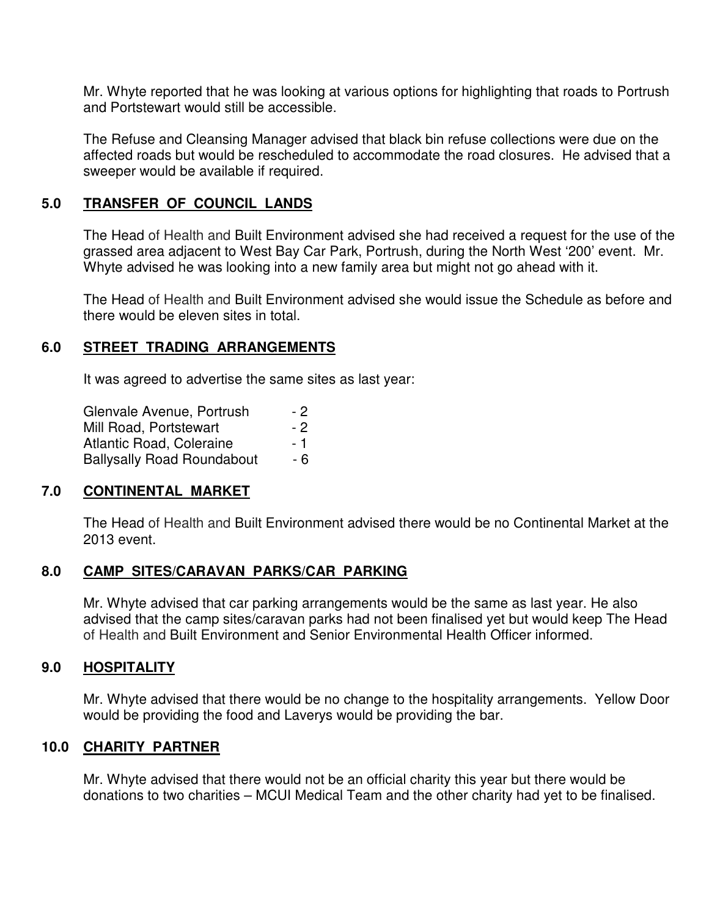Mr. Whyte reported that he was looking at various options for highlighting that roads to Portrush and Portstewart would still be accessible.

The Refuse and Cleansing Manager advised that black bin refuse collections were due on the affected roads but would be rescheduled to accommodate the road closures. He advised that a sweeper would be available if required.

## 5.0 TRANSFER OF COUNCIL LANDS

The Head of Health and Built Environment advised she had received a request for the use of the grassed area adjacent to West Bay Car Park, Portrush, during the North West '200' event. Mr. Whyte advised he was looking into a new family area but might not go ahead with it.

The Head of Health and Built Environment advised she would issue the Schedule as before and there would be eleven sites in total.

## 6.0 STREET TRADING ARRANGEMENTS

It was agreed to advertise the same sites as last year:

| | |
|---|---|
| Glenvale Avenue, Portrush | - 2 |
| Mill Road, Portstewart | - 2 |
| Atlantic Road, Coleraine | - 1 |
| Ballysally Road Roundabout | - 6 |

## 7.0 CONTINENTAL MARKET

The Head of Health and Built Environment advised there would be no Continental Market at the 2013 event.

## 8.0 CAMP SITES/CARAVAN PARKS/CAR PARKING

Mr. Whyte advised that car parking arrangements would be the same as last year. He also advised that the camp sites/caravan parks had not been finalised yet but would keep The Head of Health and Built Environment and Senior Environmental Health Officer informed.

## 9.0 HOSPITALITY

Mr. Whyte advised that there would be no change to the hospitality arrangements. Yellow Door would be providing the food and Laverys would be providing the bar.

## 10.0 CHARITY PARTNER

Mr. Whyte advised that there would not be an official charity this year but there would be donations to two charities – MCUI Medical Team and the other charity had yet to be finalised.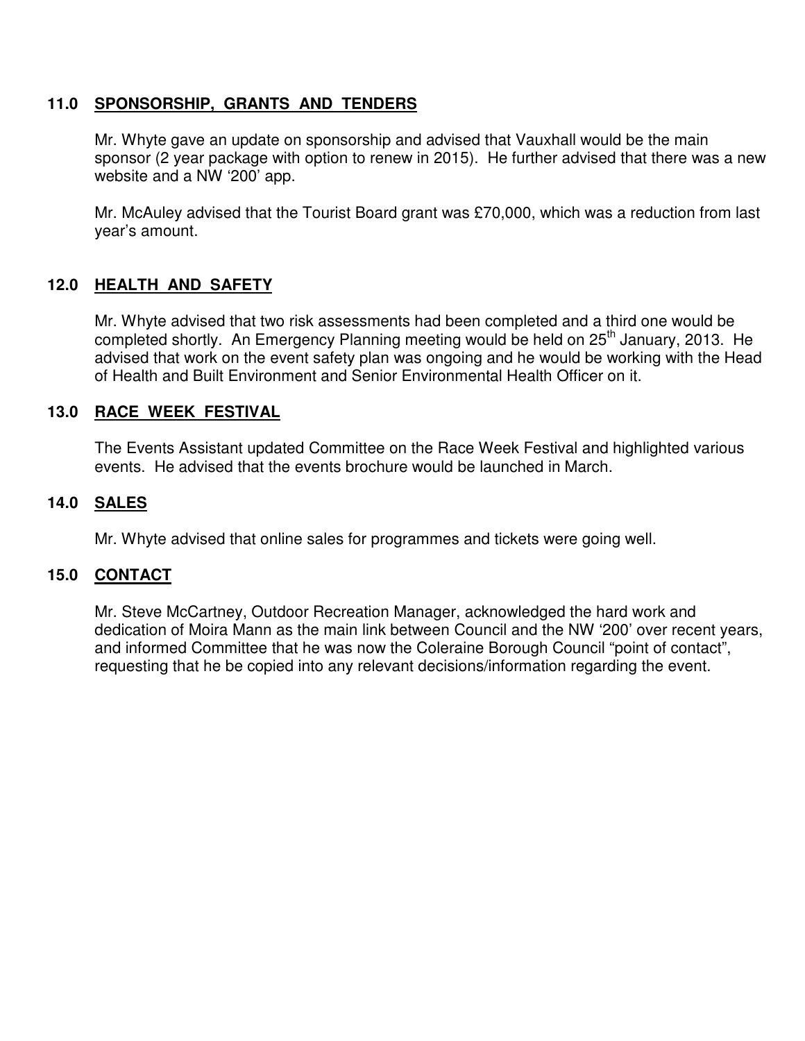## 11.0 SPONSORSHIP, GRANTS AND TENDERS

Mr. Whyte gave an update on sponsorship and advised that Vauxhall would be the main sponsor (2 year package with option to renew in 2015). He further advised that there was a new website and a NW '200' app.

Mr. McAuley advised that the Tourist Board grant was £70,000, which was a reduction from last year's amount.

## 12.0 HEALTH AND SAFETY

Mr. Whyte advised that two risk assessments had been completed and a third one would be completed shortly. An Emergency Planning meeting would be held on 25th January, 2013. He advised that work on the event safety plan was ongoing and he would be working with the Head of Health and Built Environment and Senior Environmental Health Officer on it.

## 13.0 RACE WEEK FESTIVAL

The Events Assistant updated Committee on the Race Week Festival and highlighted various events. He advised that the events brochure would be launched in March.

## 14.0 SALES

Mr. Whyte advised that online sales for programmes and tickets were going well.

## 15.0 CONTACT

Mr. Steve McCartney, Outdoor Recreation Manager, acknowledged the hard work and dedication of Moira Mann as the main link between Council and the NW '200' over recent years, and informed Committee that he was now the Coleraine Borough Council "point of contact", requesting that he be copied into any relevant decisions/information regarding the event.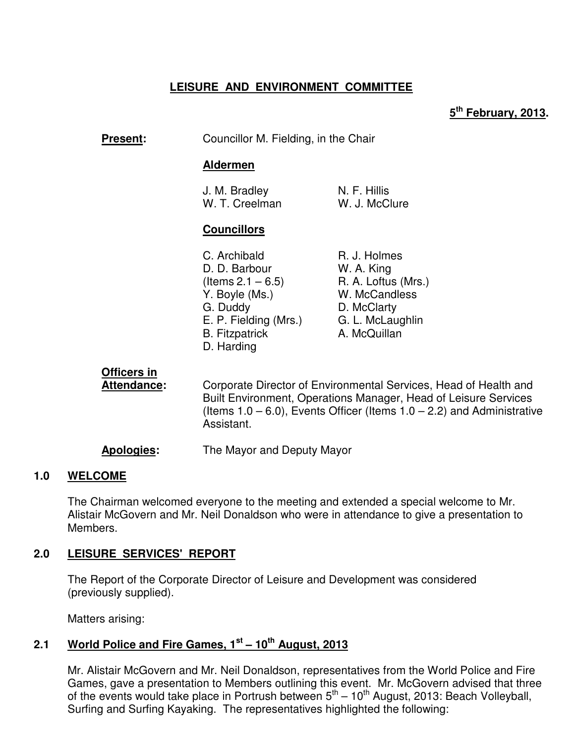# LEISURE AND ENVIRONMENT COMMITTEE

**5th February, 2013.**

**Present:** Councillor M. Fielding, in the Chair

**Aldermen**

J. M. Bradley
W. T. Creelman
N. F. Hillis
W. J. McClure

**Councillors**

C. Archibald
D. D. Barbour (Items 2.1 – 6.5)
Y. Boyle (Ms.)
G. Duddy
E. P. Fielding (Mrs.)
B. Fitzpatrick
D. Harding
R. J. Holmes
W. A. King
R. A. Loftus (Mrs.)
W. McCandless
D. McClarty
G. L. McLaughlin
A. McQuillan

**Officers in Attendance:** Corporate Director of Environmental Services, Head of Health and Built Environment, Operations Manager, Head of Leisure Services (Items 1.0 – 6.0), Events Officer (Items 1.0 – 2.2) and Administrative Assistant.

**Apologies:** The Mayor and Deputy Mayor

## 1.0 WELCOME

The Chairman welcomed everyone to the meeting and extended a special welcome to Mr. Alistair McGovern and Mr. Neil Donaldson who were in attendance to give a presentation to Members.

## 2.0 LEISURE SERVICES' REPORT

The Report of the Corporate Director of Leisure and Development was considered (previously supplied).

Matters arising:

### 2.1 World Police and Fire Games, 1st – 10th August, 2013

Mr. Alistair McGovern and Mr. Neil Donaldson, representatives from the World Police and Fire Games, gave a presentation to Members outlining this event. Mr. McGovern advised that three of the events would take place in Portrush between 5th – 10th August, 2013: Beach Volleyball, Surfing and Surfing Kayaking. The representatives highlighted the following: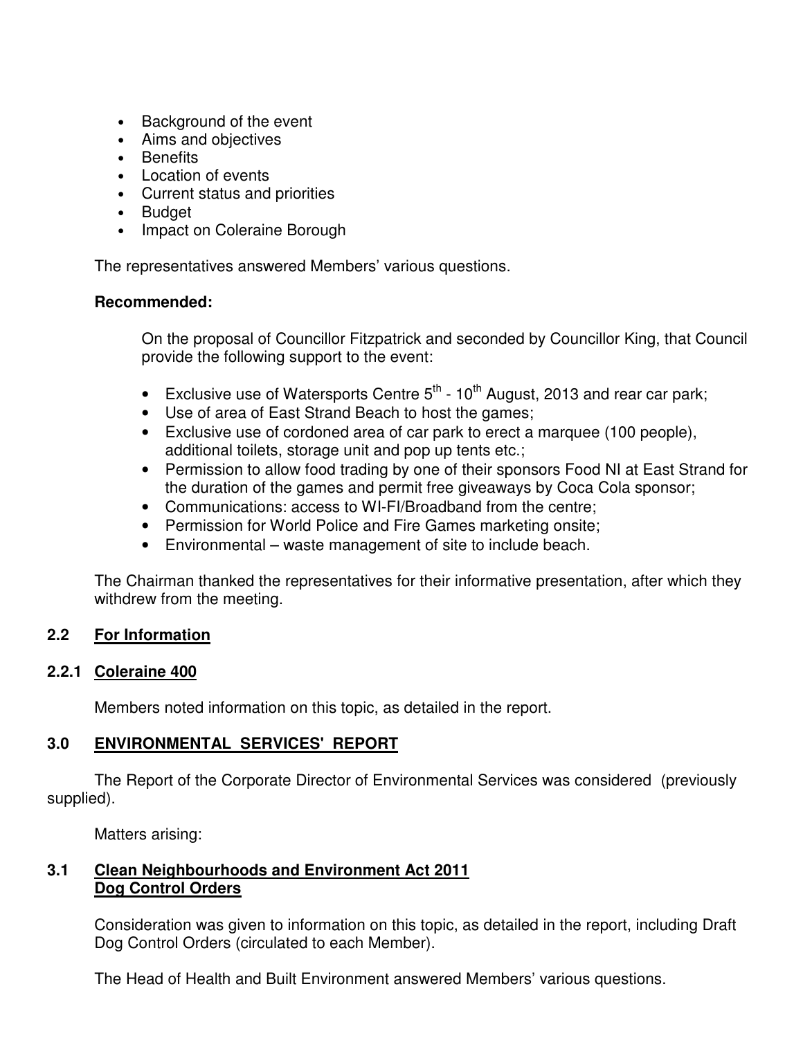- Background of the event
- Aims and objectives
- Benefits
- Location of events
- Current status and priorities
- Budget
- Impact on Coleraine Borough

The representatives answered Members' various questions.

**Recommended:**

On the proposal of Councillor Fitzpatrick and seconded by Councillor King, that Council provide the following support to the event:

- Exclusive use of Watersports Centre 5th - 10th August, 2013 and rear car park;
- Use of area of East Strand Beach to host the games;
- Exclusive use of cordoned area of car park to erect a marquee (100 people), additional toilets, storage unit and pop up tents etc.;
- Permission to allow food trading by one of their sponsors Food NI at East Strand for the duration of the games and permit free giveaways by Coca Cola sponsor;
- Communications: access to WI-FI/Broadband from the centre;
- Permission for World Police and Fire Games marketing onsite;
- Environmental – waste management of site to include beach.

The Chairman thanked the representatives for their informative presentation, after which they withdrew from the meeting.

## 2.2 For Information

### 2.2.1 Coleraine 400

Members noted information on this topic, as detailed in the report.

## 3.0 ENVIRONMENTAL SERVICES' REPORT

The Report of the Corporate Director of Environmental Services was considered (previously supplied).

Matters arising:

## 3.1 Clean Neighbourhoods and Environment Act 2011 Dog Control Orders

Consideration was given to information on this topic, as detailed in the report, including Draft Dog Control Orders (circulated to each Member).

The Head of Health and Built Environment answered Members' various questions.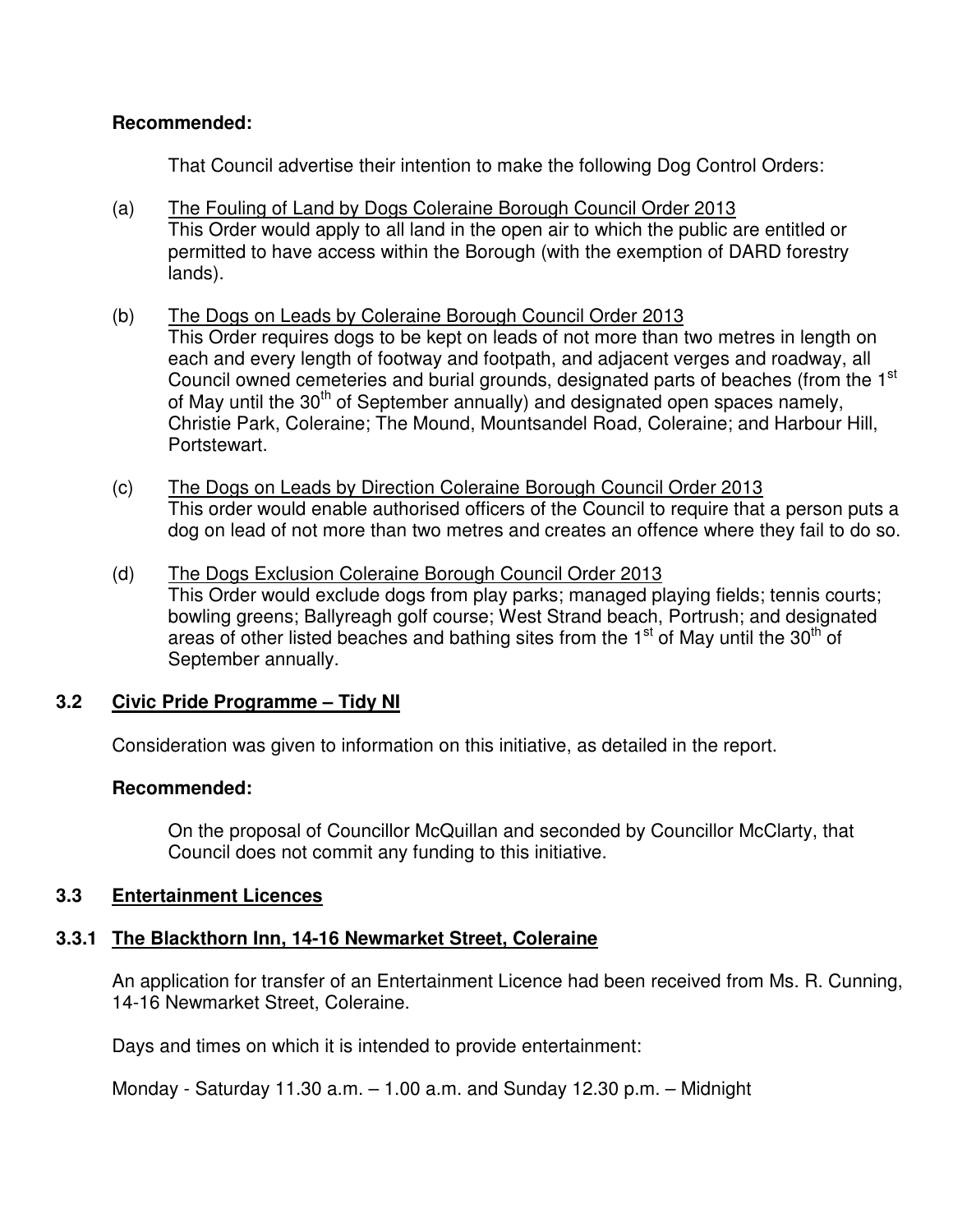**Recommended:**

That Council advertise their intention to make the following Dog Control Orders:

(a) <u>The Fouling of Land by Dogs Coleraine Borough Council Order 2013</u>
This Order would apply to all land in the open air to which the public are entitled or permitted to have access within the Borough (with the exemption of DARD forestry lands).

(b) <u>The Dogs on Leads by Coleraine Borough Council Order 2013</u>
This Order requires dogs to be kept on leads of not more than two metres in length on each and every length of footway and footpath, and adjacent verges and roadway, all Council owned cemeteries and burial grounds, designated parts of beaches (from the 1st of May until the 30th of September annually) and designated open spaces namely, Christie Park, Coleraine; The Mound, Mountsandel Road, Coleraine; and Harbour Hill, Portstewart.

(c) <u>The Dogs on Leads by Direction Coleraine Borough Council Order 2013</u>
This order would enable authorised officers of the Council to require that a person puts a dog on lead of not more than two metres and creates an offence where they fail to do so.

(d) <u>The Dogs Exclusion Coleraine Borough Council Order 2013</u>
This Order would exclude dogs from play parks; managed playing fields; tennis courts; bowling greens; Ballyreagh golf course; West Strand beach, Portrush; and designated areas of other listed beaches and bathing sites from the 1st of May until the 30th of September annually.

## 3.2 <u>Civic Pride Programme – Tidy NI</u>

Consideration was given to information on this initiative, as detailed in the report.

**Recommended:**

On the proposal of Councillor McQuillan and seconded by Councillor McClarty, that Council does not commit any funding to this initiative.

## 3.3 <u>Entertainment Licences</u>

### 3.3.1 <u>The Blackthorn Inn, 14-16 Newmarket Street, Coleraine</u>

An application for transfer of an Entertainment Licence had been received from Ms. R. Cunning, 14-16 Newmarket Street, Coleraine.

Days and times on which it is intended to provide entertainment:

Monday - Saturday 11.30 a.m. – 1.00 a.m. and Sunday 12.30 p.m. – Midnight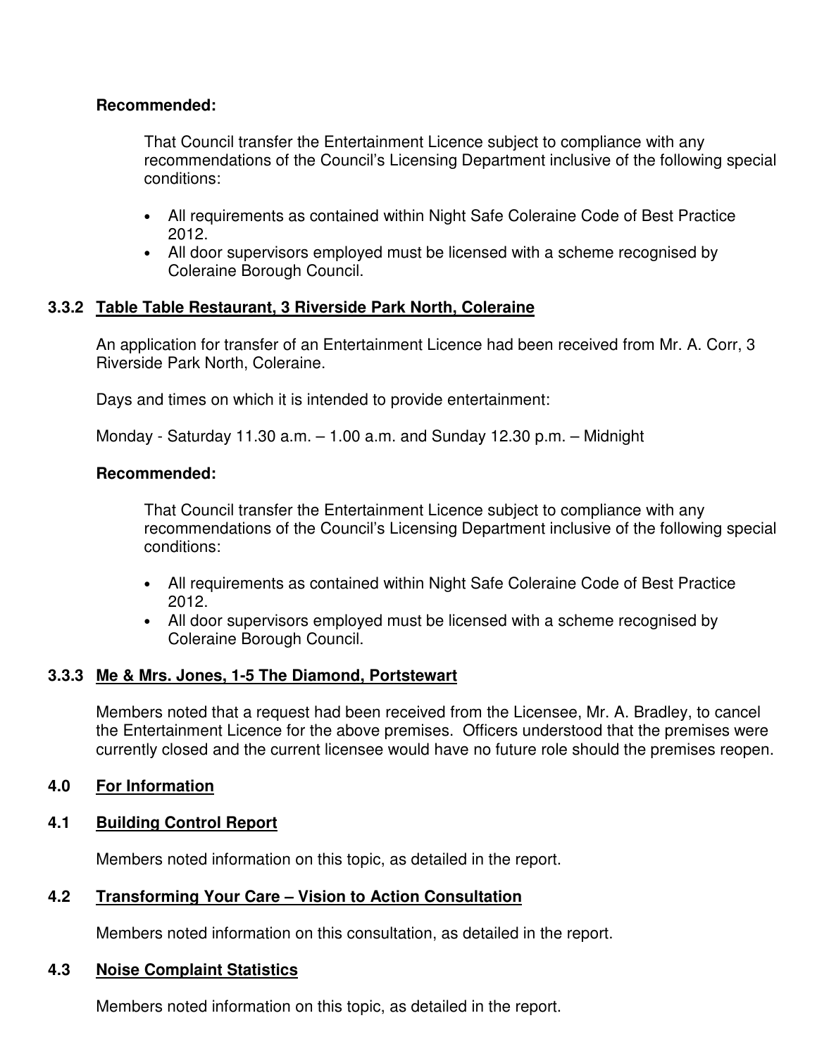**Recommended:**

That Council transfer the Entertainment Licence subject to compliance with any recommendations of the Council's Licensing Department inclusive of the following special conditions:

- All requirements as contained within Night Safe Coleraine Code of Best Practice 2012.
- All door supervisors employed must be licensed with a scheme recognised by Coleraine Borough Council.

### 3.3.2 Table Table Restaurant, 3 Riverside Park North, Coleraine

An application for transfer of an Entertainment Licence had been received from Mr. A. Corr, 3 Riverside Park North, Coleraine.

Days and times on which it is intended to provide entertainment:

Monday - Saturday 11.30 a.m. – 1.00 a.m. and Sunday 12.30 p.m. – Midnight

**Recommended:**

That Council transfer the Entertainment Licence subject to compliance with any recommendations of the Council's Licensing Department inclusive of the following special conditions:

- All requirements as contained within Night Safe Coleraine Code of Best Practice 2012.
- All door supervisors employed must be licensed with a scheme recognised by Coleraine Borough Council.

### 3.3.3 Me & Mrs. Jones, 1-5 The Diamond, Portstewart

Members noted that a request had been received from the Licensee, Mr. A. Bradley, to cancel the Entertainment Licence for the above premises. Officers understood that the premises were currently closed and the current licensee would have no future role should the premises reopen.

## 4.0 For Information

### 4.1 Building Control Report

Members noted information on this topic, as detailed in the report.

### 4.2 Transforming Your Care – Vision to Action Consultation

Members noted information on this consultation, as detailed in the report.

### 4.3 Noise Complaint Statistics

Members noted information on this topic, as detailed in the report.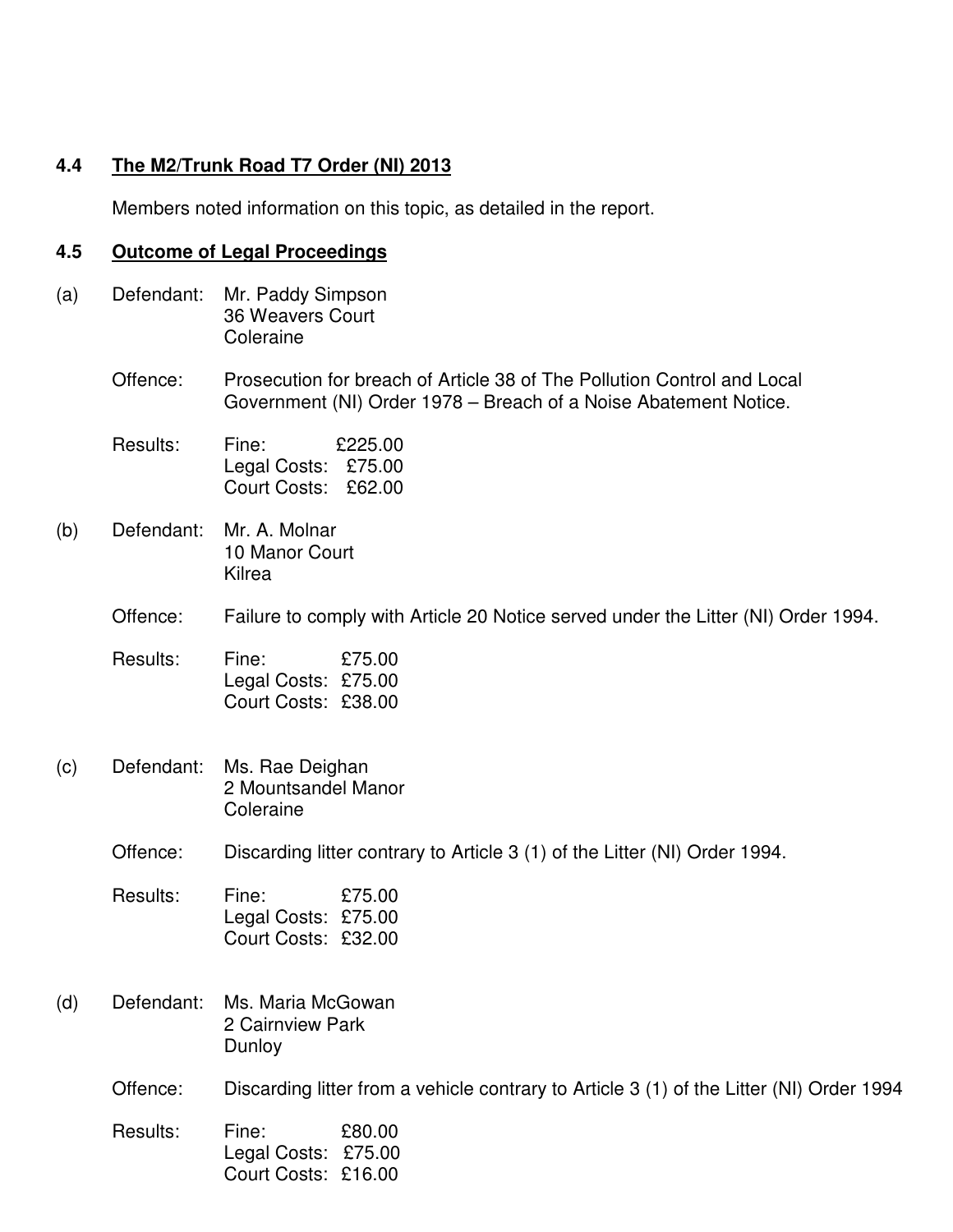### 4.4 <u>The M2/Trunk Road T7 Order (NI) 2013</u>

Members noted information on this topic, as detailed in the report.

### 4.5 <u>Outcome of Legal Proceedings</u>

(a) Defendant: Mr. Paddy Simpson
36 Weavers Court
Coleraine

Offence: Prosecution for breach of Article 38 of The Pollution Control and Local Government (NI) Order 1978 – Breach of a Noise Abatement Notice.

Results: Fine: £225.00
Legal Costs: £75.00
Court Costs: £62.00

(b) Defendant: Mr. A. Molnar
10 Manor Court
Kilrea

Offence: Failure to comply with Article 20 Notice served under the Litter (NI) Order 1994.

Results: Fine: £75.00
Legal Costs: £75.00
Court Costs: £38.00

(c) Defendant: Ms. Rae Deighan
2 Mountsandel Manor
Coleraine

Offence: Discarding litter contrary to Article 3 (1) of the Litter (NI) Order 1994.

Results: Fine: £75.00
Legal Costs: £75.00
Court Costs: £32.00

(d) Defendant: Ms. Maria McGowan
2 Cairnview Park
Dunloy

Offence: Discarding litter from a vehicle contrary to Article 3 (1) of the Litter (NI) Order 1994

Results: Fine: £80.00
Legal Costs: £75.00
Court Costs: £16.00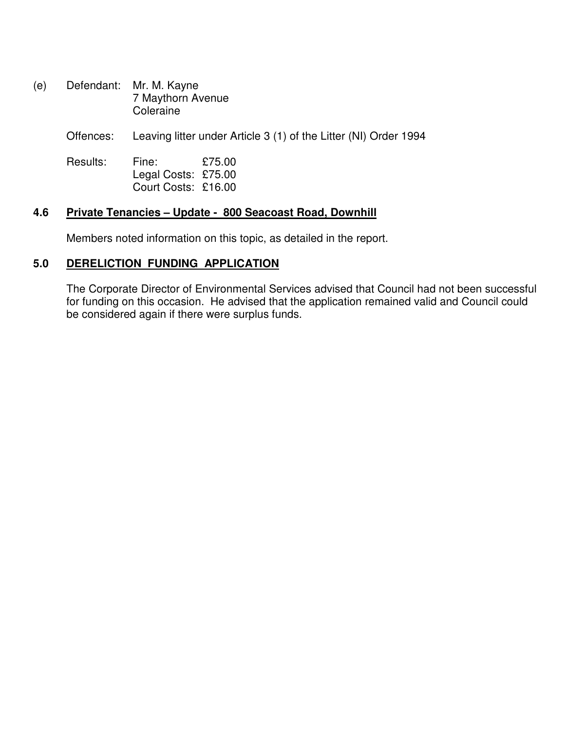(e) Defendant: Mr. M. Kayne
7 Maythorn Avenue
Coleraine

Offences: Leaving litter under Article 3 (1) of the Litter (NI) Order 1994

Results: Fine: £75.00
Legal Costs: £75.00
Court Costs: £16.00

### 4.6 Private Tenancies – Update - 800 Seacoast Road, Downhill

Members noted information on this topic, as detailed in the report.

## 5.0 DERELICTION FUNDING APPLICATION

The Corporate Director of Environmental Services advised that Council had not been successful for funding on this occasion. He advised that the application remained valid and Council could be considered again if there were surplus funds.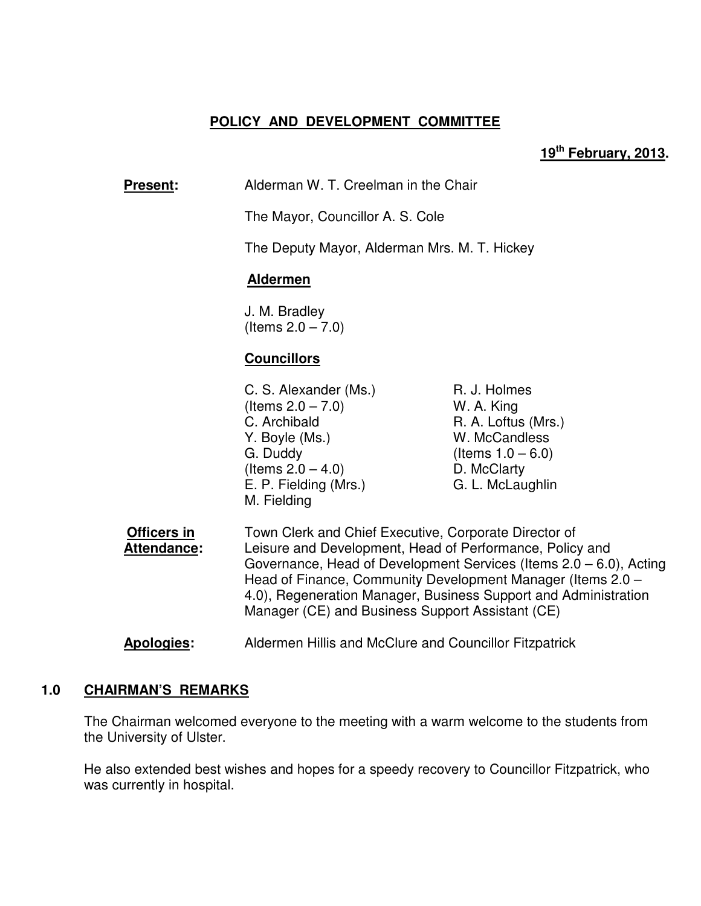# POLICY AND DEVELOPMENT COMMITTEE

**19th February, 2013.**

**Present:** Alderman W. T. Creelman in the Chair

The Mayor, Councillor A. S. Cole

The Deputy Mayor, Alderman Mrs. M. T. Hickey

**Aldermen**

J. M. Bradley
(Items 2.0 – 7.0)

**Councillors**

C. S. Alexander (Ms.)
(Items 2.0 – 7.0)
C. Archibald
Y. Boyle (Ms.)
G. Duddy
(Items 2.0 – 4.0)
E. P. Fielding (Mrs.)
M. Fielding
R. J. Holmes
W. A. King
R. A. Loftus (Mrs.)
W. McCandless
(Items 1.0 – 6.0)
D. McClarty
G. L. McLaughlin

**Officers in Attendance:** Town Clerk and Chief Executive, Corporate Director of Leisure and Development, Head of Performance, Policy and Governance, Head of Development Services (Items 2.0 – 6.0), Acting Head of Finance, Community Development Manager (Items 2.0 – 4.0), Regeneration Manager, Business Support and Administration Manager (CE) and Business Support Assistant (CE)

**Apologies:** Aldermen Hillis and McClure and Councillor Fitzpatrick

## 1.0 CHAIRMAN'S REMARKS

The Chairman welcomed everyone to the meeting with a warm welcome to the students from the University of Ulster.

He also extended best wishes and hopes for a speedy recovery to Councillor Fitzpatrick, who was currently in hospital.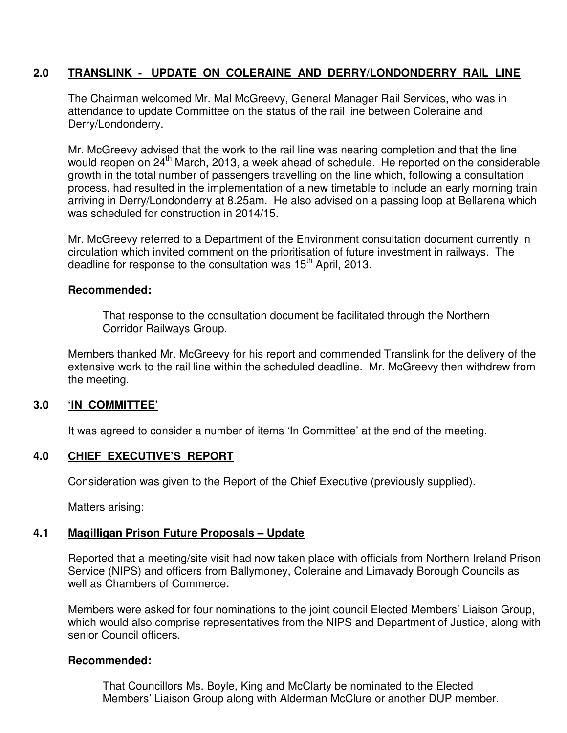## 2.0 TRANSLINK - UPDATE ON COLERAINE AND DERRY/LONDONDERRY RAIL LINE

The Chairman welcomed Mr. Mal McGreevy, General Manager Rail Services, who was in attendance to update Committee on the status of the rail line between Coleraine and Derry/Londonderry.

Mr. McGreevy advised that the work to the rail line was nearing completion and that the line would reopen on 24th March, 2013, a week ahead of schedule. He reported on the considerable growth in the total number of passengers travelling on the line which, following a consultation process, had resulted in the implementation of a new timetable to include an early morning train arriving in Derry/Londonderry at 8.25am. He also advised on a passing loop at Bellarena which was scheduled for construction in 2014/15.

Mr. McGreevy referred to a Department of the Environment consultation document currently in circulation which invited comment on the prioritisation of future investment in railways. The deadline for response to the consultation was 15th April, 2013.

**Recommended:**

> That response to the consultation document be facilitated through the Northern Corridor Railways Group.

Members thanked Mr. McGreevy for his report and commended Translink for the delivery of the extensive work to the rail line within the scheduled deadline. Mr. McGreevy then withdrew from the meeting.

## 3.0 'IN COMMITTEE'

It was agreed to consider a number of items 'In Committee' at the end of the meeting.

## 4.0 CHIEF EXECUTIVE'S REPORT

Consideration was given to the Report of the Chief Executive (previously supplied).

Matters arising:

### 4.1 Magilligan Prison Future Proposals – Update

Reported that a meeting/site visit had now taken place with officials from Northern Ireland Prison Service (NIPS) and officers from Ballymoney, Coleraine and Limavady Borough Councils as well as Chambers of Commerce**.**

Members were asked for four nominations to the joint council Elected Members' Liaison Group, which would also comprise representatives from the NIPS and Department of Justice, along with senior Council officers.

**Recommended:**

> That Councillors Ms. Boyle, King and McClarty be nominated to the Elected Members' Liaison Group along with Alderman McClure or another DUP member.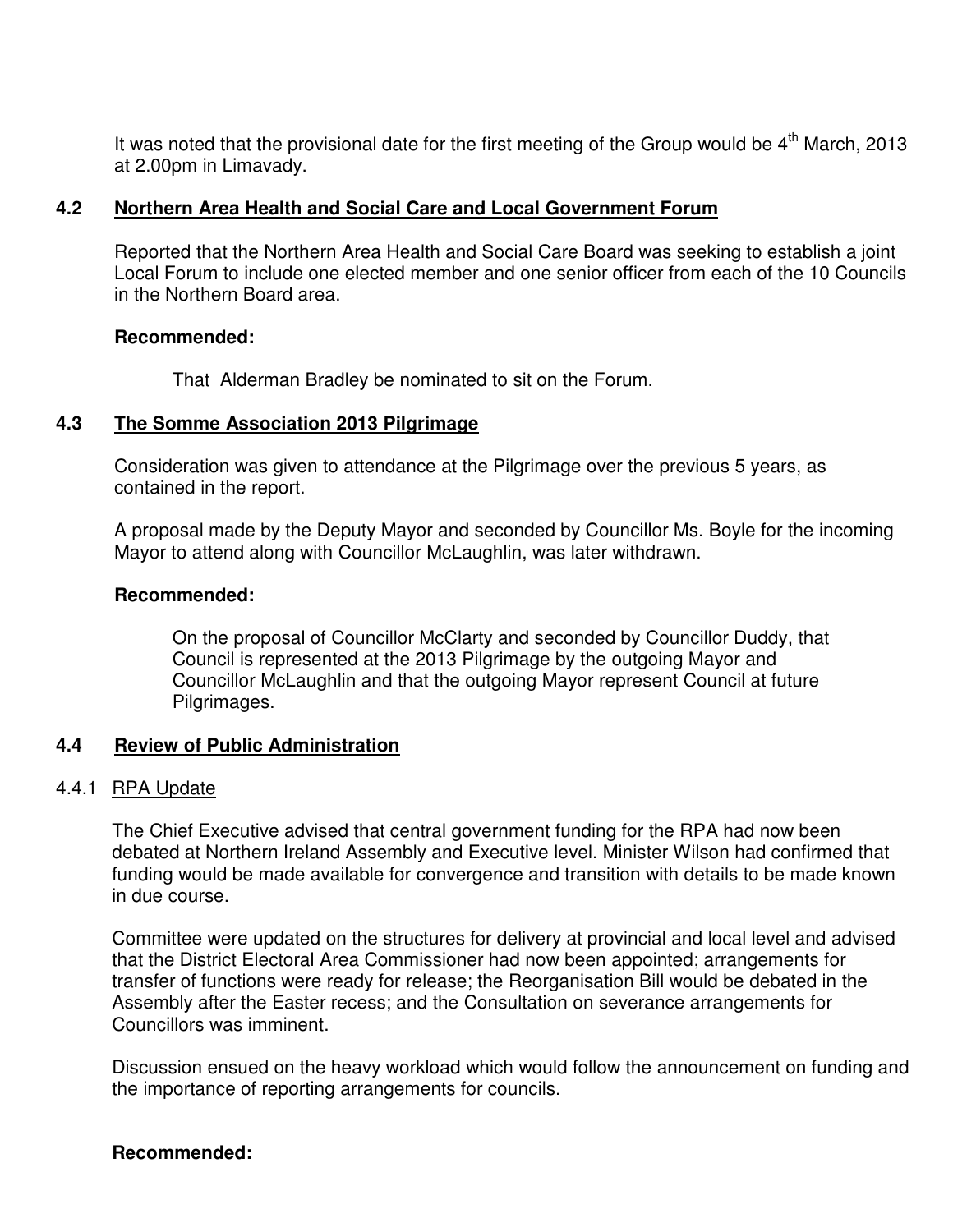It was noted that the provisional date for the first meeting of the Group would be 4th March, 2013 at 2.00pm in Limavady.

### 4.2 Northern Area Health and Social Care and Local Government Forum

Reported that the Northern Area Health and Social Care Board was seeking to establish a joint Local Forum to include one elected member and one senior officer from each of the 10 Councils in the Northern Board area.

**Recommended:**

That Alderman Bradley be nominated to sit on the Forum.

### 4.3 The Somme Association 2013 Pilgrimage

Consideration was given to attendance at the Pilgrimage over the previous 5 years, as contained in the report.

A proposal made by the Deputy Mayor and seconded by Councillor Ms. Boyle for the incoming Mayor to attend along with Councillor McLaughlin, was later withdrawn.

**Recommended:**

On the proposal of Councillor McClarty and seconded by Councillor Duddy, that Council is represented at the 2013 Pilgrimage by the outgoing Mayor and Councillor McLaughlin and that the outgoing Mayor represent Council at future Pilgrimages.

### 4.4 Review of Public Administration

4.4.1 RPA Update

The Chief Executive advised that central government funding for the RPA had now been debated at Northern Ireland Assembly and Executive level. Minister Wilson had confirmed that funding would be made available for convergence and transition with details to be made known in due course.

Committee were updated on the structures for delivery at provincial and local level and advised that the District Electoral Area Commissioner had now been appointed; arrangements for transfer of functions were ready for release; the Reorganisation Bill would be debated in the Assembly after the Easter recess; and the Consultation on severance arrangements for Councillors was imminent.

Discussion ensued on the heavy workload which would follow the announcement on funding and the importance of reporting arrangements for councils.

**Recommended:**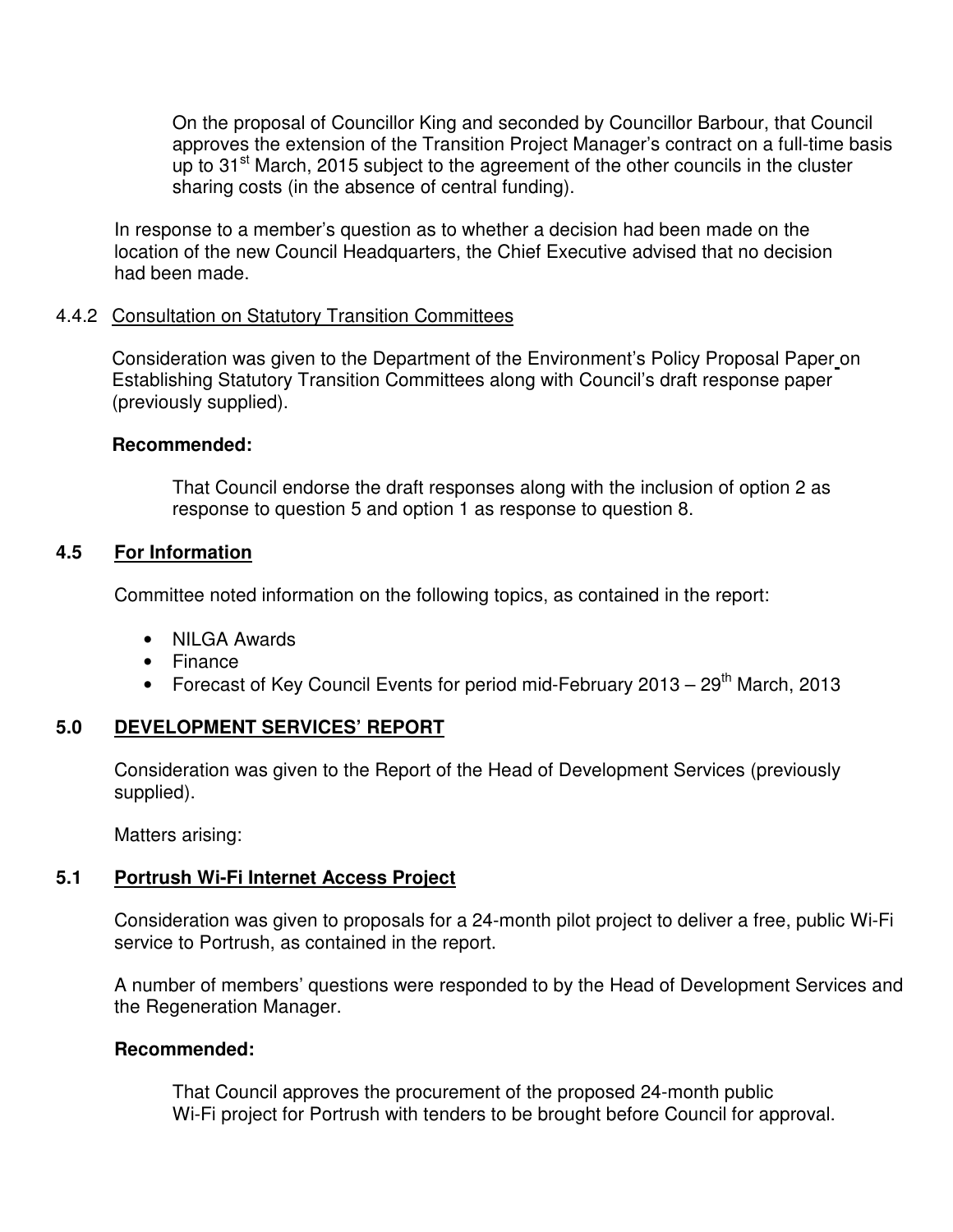On the proposal of Councillor King and seconded by Councillor Barbour, that Council approves the extension of the Transition Project Manager's contract on a full-time basis up to 31st March, 2015 subject to the agreement of the other councils in the cluster sharing costs (in the absence of central funding).

In response to a member's question as to whether a decision had been made on the location of the new Council Headquarters, the Chief Executive advised that no decision had been made.

4.4.2 Consultation on Statutory Transition Committees

Consideration was given to the Department of the Environment's Policy Proposal Paper on Establishing Statutory Transition Committees along with Council's draft response paper (previously supplied).

**Recommended:**

That Council endorse the draft responses along with the inclusion of option 2 as response to question 5 and option 1 as response to question 8.

## 4.5 For Information

Committee noted information on the following topics, as contained in the report:

- NILGA Awards
- Finance
- Forecast of Key Council Events for period mid-February 2013 – 29th March, 2013

## 5.0 DEVELOPMENT SERVICES' REPORT

Consideration was given to the Report of the Head of Development Services (previously supplied).

Matters arising:

## 5.1 Portrush Wi-Fi Internet Access Project

Consideration was given to proposals for a 24-month pilot project to deliver a free, public Wi-Fi service to Portrush, as contained in the report.

A number of members' questions were responded to by the Head of Development Services and the Regeneration Manager.

**Recommended:**

That Council approves the procurement of the proposed 24-month public Wi-Fi project for Portrush with tenders to be brought before Council for approval.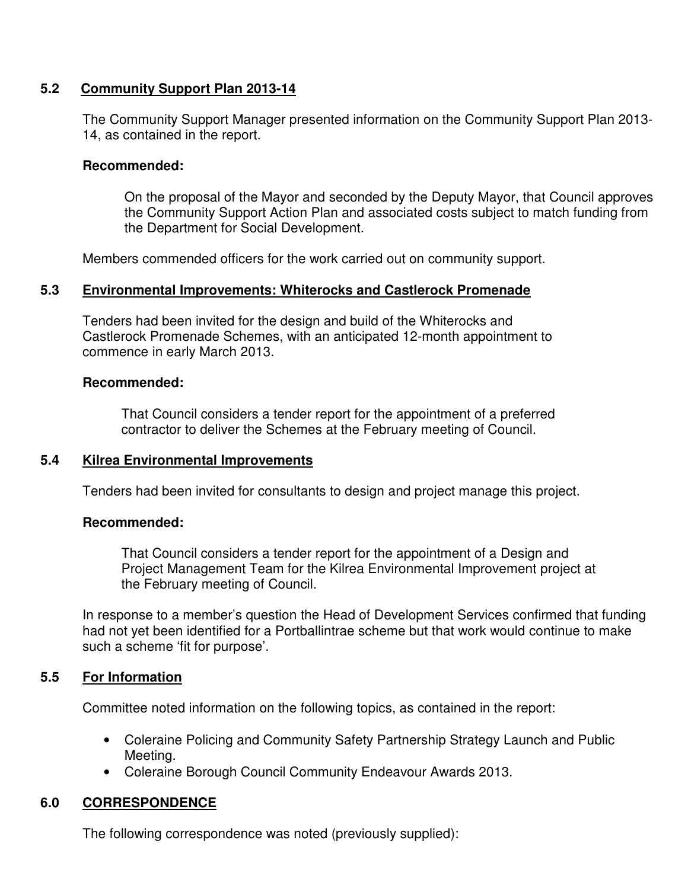### 5.2 Community Support Plan 2013-14

The Community Support Manager presented information on the Community Support Plan 2013-14, as contained in the report.

**Recommended:**

On the proposal of the Mayor and seconded by the Deputy Mayor, that Council approves the Community Support Action Plan and associated costs subject to match funding from the Department for Social Development.

Members commended officers for the work carried out on community support.

### 5.3 Environmental Improvements: Whiterocks and Castlerock Promenade

Tenders had been invited for the design and build of the Whiterocks and Castlerock Promenade Schemes, with an anticipated 12-month appointment to commence in early March 2013.

**Recommended:**

That Council considers a tender report for the appointment of a preferred contractor to deliver the Schemes at the February meeting of Council.

### 5.4 Kilrea Environmental Improvements

Tenders had been invited for consultants to design and project manage this project.

**Recommended:**

That Council considers a tender report for the appointment of a Design and Project Management Team for the Kilrea Environmental Improvement project at the February meeting of Council.

In response to a member's question the Head of Development Services confirmed that funding had not yet been identified for a Portballintrae scheme but that work would continue to make such a scheme 'fit for purpose'.

### 5.5 For Information

Committee noted information on the following topics, as contained in the report:

- Coleraine Policing and Community Safety Partnership Strategy Launch and Public Meeting.
- Coleraine Borough Council Community Endeavour Awards 2013.

## 6.0 CORRESPONDENCE

The following correspondence was noted (previously supplied):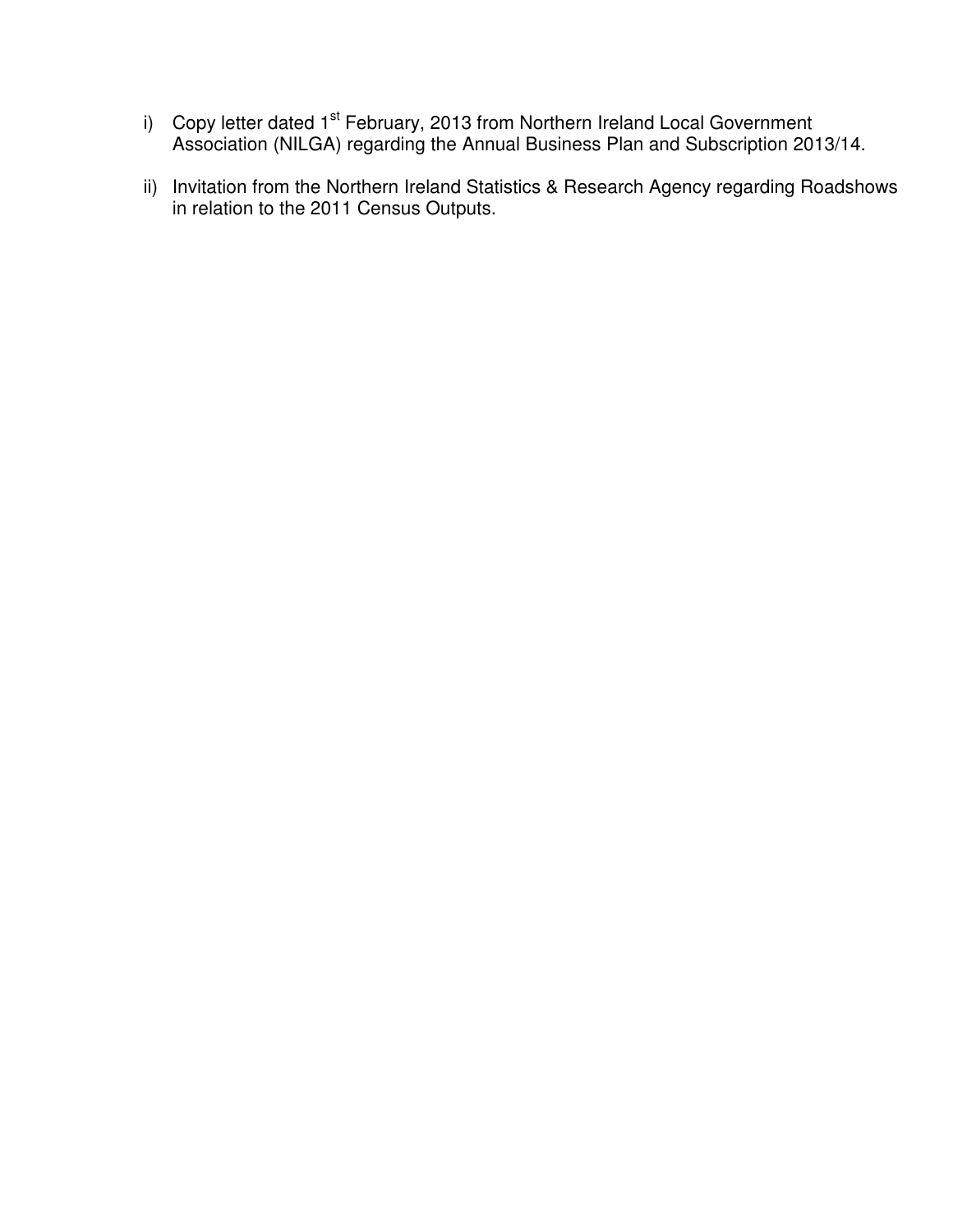i) Copy letter dated 1st February, 2013 from Northern Ireland Local Government Association (NILGA) regarding the Annual Business Plan and Subscription 2013/14.

ii) Invitation from the Northern Ireland Statistics & Research Agency regarding Roadshows in relation to the 2011 Census Outputs.